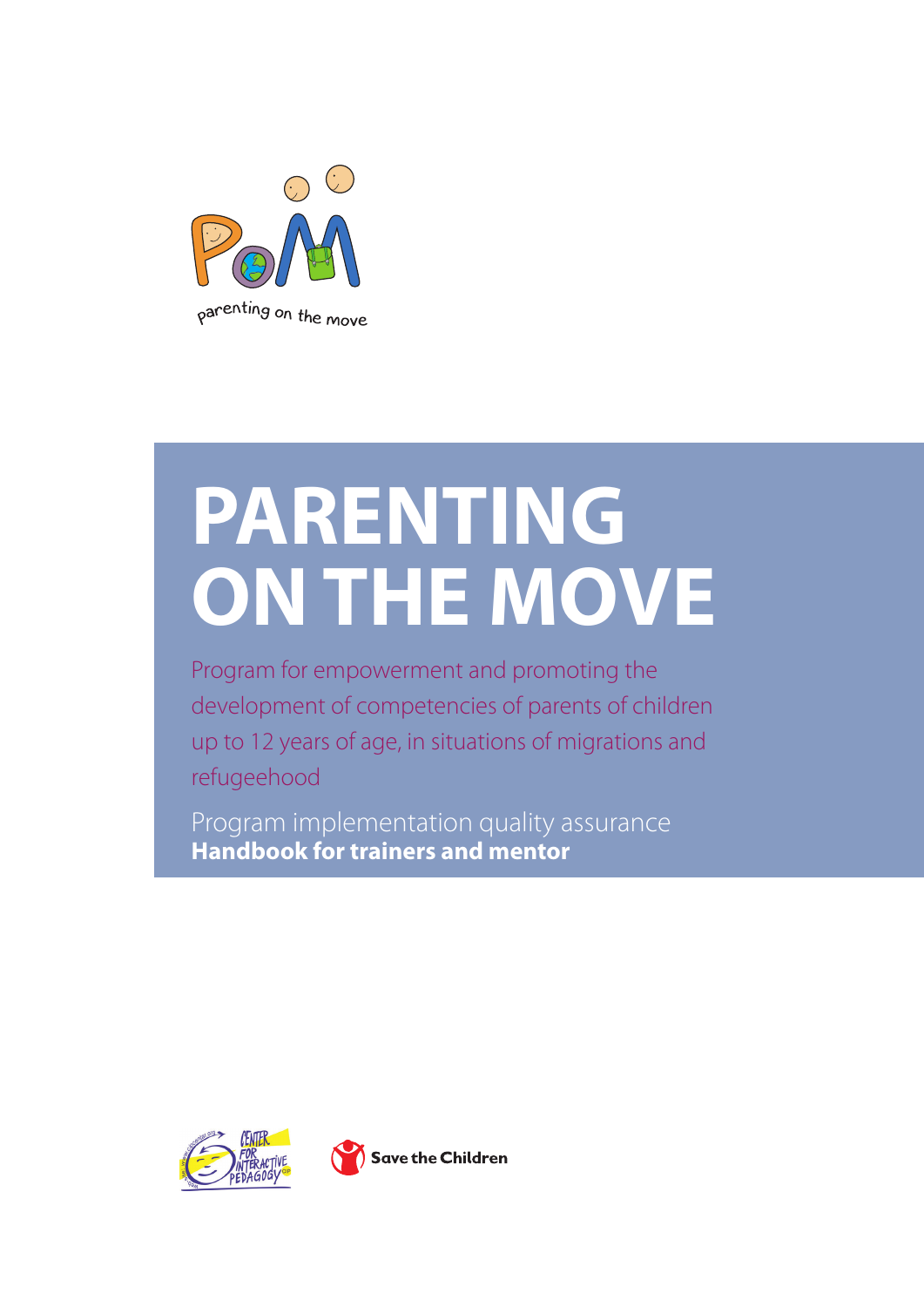parenting on the move

# PARENTING ON THE MOVE

Program for empowerment and promoting the development of competencies of parents of children up to 12 years of age, in situations of migrations and refugeehood

Program implementation quality assurance
**Handbook for trainers and mentor**

Center for Interactive Pedagogy

Save the Children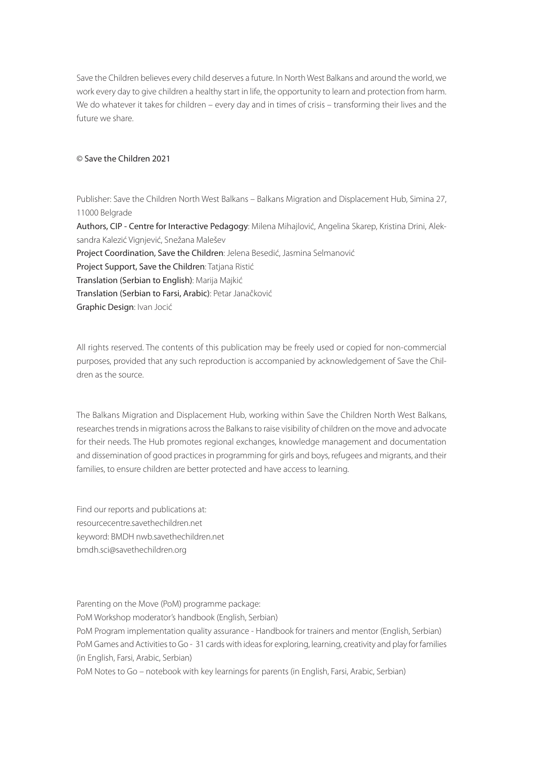Save the Children believes every child deserves a future. In North West Balkans and around the world, we work every day to give children a healthy start in life, the opportunity to learn and protection from harm. We do whatever it takes for children – every day and in times of crisis – transforming their lives and the future we share.

© Save the Children 2021

Publisher: Save the Children North West Balkans – Balkans Migration and Displacement Hub, Simina 27, 11000 Belgrade
Authors, CIP - Centre for Interactive Pedagogy: Milena Mihajlović, Angelina Skarep, Kristina Drini, Aleksandra Kalezić Vignjević, Snežana Malešev
Project Coordination, Save the Children: Jelena Besedić, Jasmina Selmanović
Project Support, Save the Children: Tatjana Ristić
Translation (Serbian to English): Marija Majkić
Translation (Serbian to Farsi, Arabic): Petar Janačković
Graphic Design: Ivan Jocić

All rights reserved. The contents of this publication may be freely used or copied for non-commercial purposes, provided that any such reproduction is accompanied by acknowledgement of Save the Children as the source.

The Balkans Migration and Displacement Hub, working within Save the Children North West Balkans, researches trends in migrations across the Balkans to raise visibility of children on the move and advocate for their needs. The Hub promotes regional exchanges, knowledge management and documentation and dissemination of good practices in programming for girls and boys, refugees and migrants, and their families, to ensure children are better protected and have access to learning.

Find our reports and publications at:
resourcecentre.savethechildren.net
keyword: BMDH nwb.savethechildren.net
bmdh.sci@savethechildren.org

Parenting on the Move (PoM) programme package:
PoM Workshop moderator's handbook (English, Serbian)
PoM Program implementation quality assurance - Handbook for trainers and mentor (English, Serbian)
PoM Games and Activities to Go - 31 cards with ideas for exploring, learning, creativity and play for families (in English, Farsi, Arabic, Serbian)
PoM Notes to Go – notebook with key learnings for parents (in English, Farsi, Arabic, Serbian)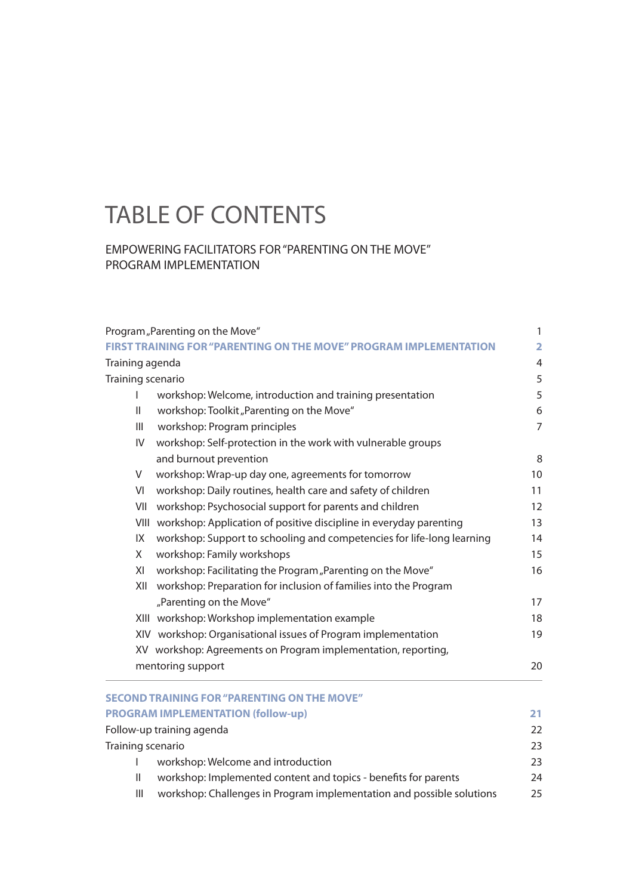# TABLE OF CONTENTS

## EMPOWERING FACILITATORS FOR "PARENTING ON THE MOVE" PROGRAM IMPLEMENTATION

| | |
|---|---|
| Program „Parenting on the Move" | 1 |
| **FIRST TRAINING FOR "PARENTING ON THE MOVE" PROGRAM IMPLEMENTATION** | **2** |
| Training agenda | 4 |
| Training scenario | 5 |
| I workshop: Welcome, introduction and training presentation | 5 |
| II workshop: Toolkit „Parenting on the Move" | 6 |
| III workshop: Program principles | 7 |
| IV workshop: Self-protection in the work with vulnerable groups and burnout prevention | 8 |
| V workshop: Wrap-up day one, agreements for tomorrow | 10 |
| VI workshop: Daily routines, health care and safety of children | 11 |
| VII workshop: Psychosocial support for parents and children | 12 |
| VIII workshop: Application of positive discipline in everyday parenting | 13 |
| IX workshop: Support to schooling and competencies for life-long learning | 14 |
| X workshop: Family workshops | 15 |
| XI workshop: Facilitating the Program „Parenting on the Move" | 16 |
| XII workshop: Preparation for inclusion of families into the Program „Parenting on the Move" | 17 |
| XIII workshop: Workshop implementation example | 18 |
| XIV workshop: Organisational issues of Program implementation | 19 |
| XV workshop: Agreements on Program implementation, reporting, mentoring support | 20 |
| **SECOND TRAINING FOR "PARENTING ON THE MOVE" PROGRAM IMPLEMENTATION (follow-up)** | **21** |
| Follow-up training agenda | 22 |
| Training scenario | 23 |
| I workshop: Welcome and introduction | 23 |
| II workshop: Implemented content and topics - benefits for parents | 24 |
| III workshop: Challenges in Program implementation and possible solutions | 25 |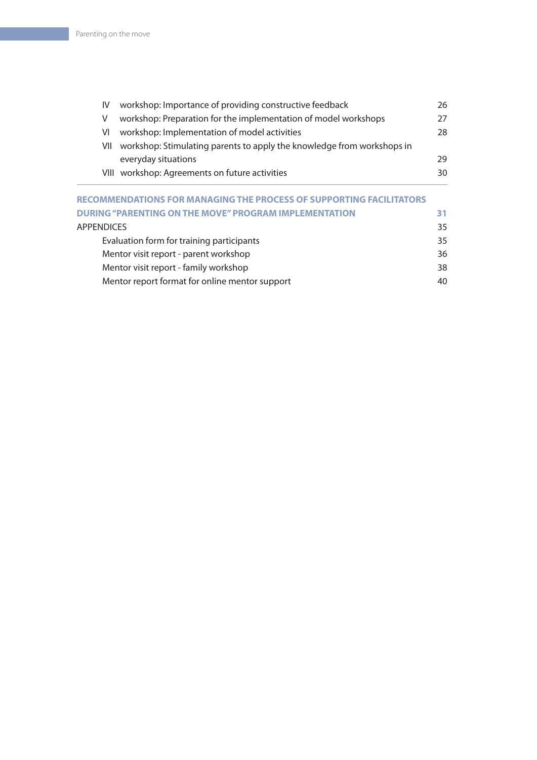| | | |
|---|---|---|
| IV | workshop: Importance of providing constructive feedback | 26 |
| V | workshop: Preparation for the implementation of model workshops | 27 |
| VI | workshop: Implementation of model activities | 28 |
| VII | workshop: Stimulating parents to apply the knowledge from workshops in everyday situations | 29 |
| VIII | workshop: Agreements on future activities | 30 |

**RECOMMENDATIONS FOR MANAGING THE PROCESS OF SUPPORTING FACILITATORS DURING "PARENTING ON THE MOVE" PROGRAM IMPLEMENTATION** **31**

APPENDICES 35

- Evaluation form for training participants 35
- Mentor visit report - parent workshop 36
- Mentor visit report - family workshop 38
- Mentor report format for online mentor support 40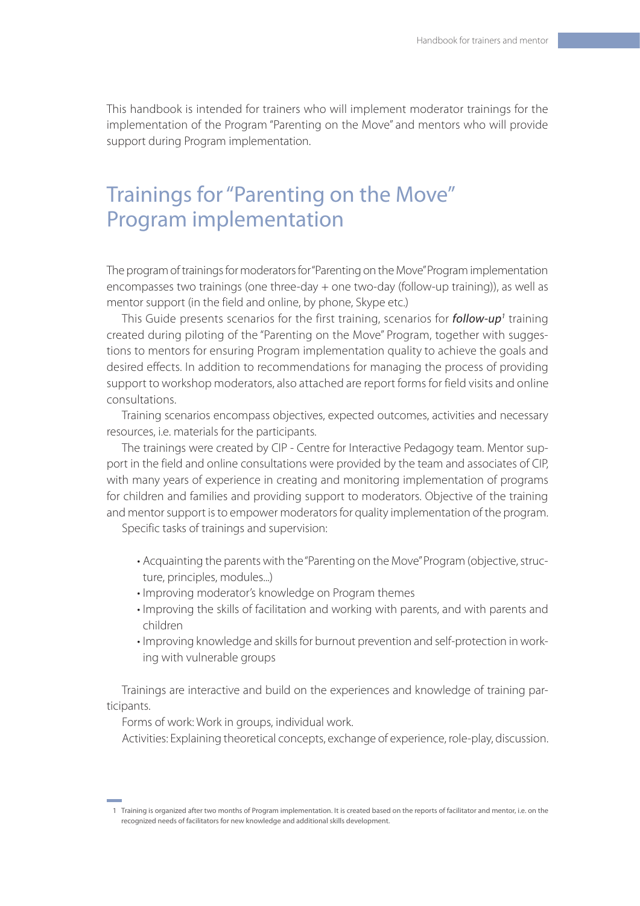This handbook is intended for trainers who will implement moderator trainings for the implementation of the Program "Parenting on the Move" and mentors who will provide support during Program implementation.

# Trainings for "Parenting on the Move" Program implementation

The program of trainings for moderators for "Parenting on the Move" Program implementation encompasses two trainings (one three-day + one two-day (follow-up training)), as well as mentor support (in the field and online, by phone, Skype etc.)

This Guide presents scenarios for the first training, scenarios for ***follow-up***[1] training created during piloting of the "Parenting on the Move" Program, together with suggestions to mentors for ensuring Program implementation quality to achieve the goals and desired effects. In addition to recommendations for managing the process of providing support to workshop moderators, also attached are report forms for field visits and online consultations.

Training scenarios encompass objectives, expected outcomes, activities and necessary resources, i.e. materials for the participants.

The trainings were created by CIP - Centre for Interactive Pedagogy team. Mentor support in the field and online consultations were provided by the team and associates of CIP, with many years of experience in creating and monitoring implementation of programs for children and families and providing support to moderators. Objective of the training and mentor support is to empower moderators for quality implementation of the program.

Specific tasks of trainings and supervision:

- Acquainting the parents with the "Parenting on the Move" Program (objective, structure, principles, modules...)
- Improving moderator's knowledge on Program themes
- Improving the skills of facilitation and working with parents, and with parents and children
- Improving knowledge and skills for burnout prevention and self-protection in working with vulnerable groups

Trainings are interactive and build on the experiences and knowledge of training participants.

Forms of work: Work in groups, individual work.

Activities: Explaining theoretical concepts, exchange of experience, role-play, discussion.

---

1 Training is organized after two months of Program implementation. It is created based on the reports of facilitator and mentor, i.e. on the recognized needs of facilitators for new knowledge and additional skills development.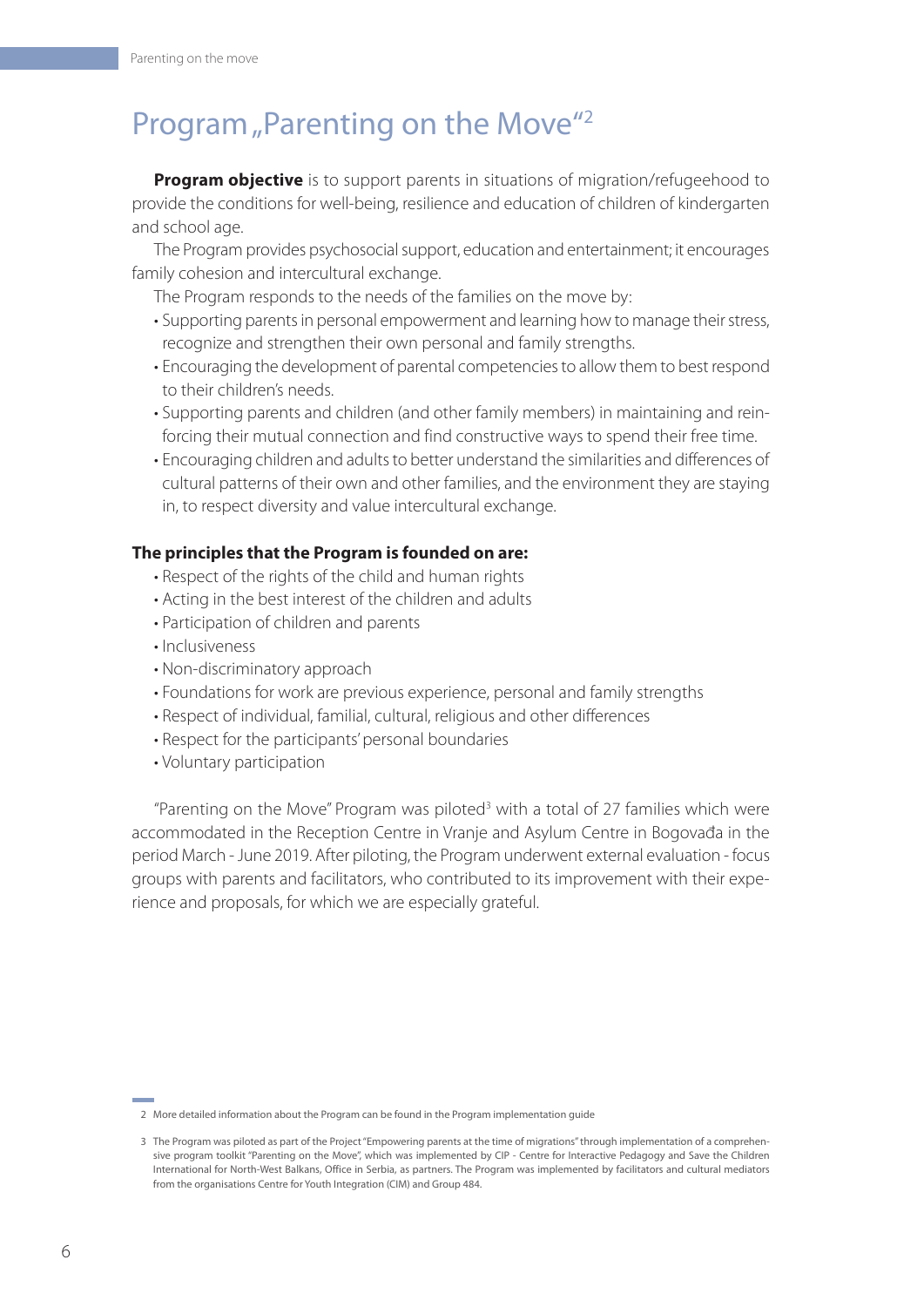# Program „Parenting on the Move"[2]

**Program objective** is to support parents in situations of migration/refugeehood to provide the conditions for well-being, resilience and education of children of kindergarten and school age.

The Program provides psychosocial support, education and entertainment; it encourages family cohesion and intercultural exchange.

The Program responds to the needs of the families on the move by:

- Supporting parents in personal empowerment and learning how to manage their stress, recognize and strengthen their own personal and family strengths.
- Encouraging the development of parental competencies to allow them to best respond to their children's needs.
- Supporting parents and children (and other family members) in maintaining and reinforcing their mutual connection and find constructive ways to spend their free time.
- Encouraging children and adults to better understand the similarities and differences of cultural patterns of their own and other families, and the environment they are staying in, to respect diversity and value intercultural exchange.

**The principles that the Program is founded on are:**

- Respect of the rights of the child and human rights
- Acting in the best interest of the children and adults
- Participation of children and parents
- Inclusiveness
- Non-discriminatory approach
- Foundations for work are previous experience, personal and family strengths
- Respect of individual, familial, cultural, religious and other differences
- Respect for the participants' personal boundaries
- Voluntary participation

"Parenting on the Move" Program was piloted[3] with a total of 27 families which were accommodated in the Reception Centre in Vranje and Asylum Centre in Bogovađa in the period March - June 2019. After piloting, the Program underwent external evaluation - focus groups with parents and facilitators, who contributed to its improvement with their experience and proposals, for which we are especially grateful.

---

2 More detailed information about the Program can be found in the Program implementation guide

3 The Program was piloted as part of the Project "Empowering parents at the time of migrations" through implementation of a comprehensive program toolkit "Parenting on the Move", which was implemented by CIP - Centre for Interactive Pedagogy and Save the Children International for North-West Balkans, Office in Serbia, as partners. The Program was implemented by facilitators and cultural mediators from the organisations Centre for Youth Integration (CIM) and Group 484.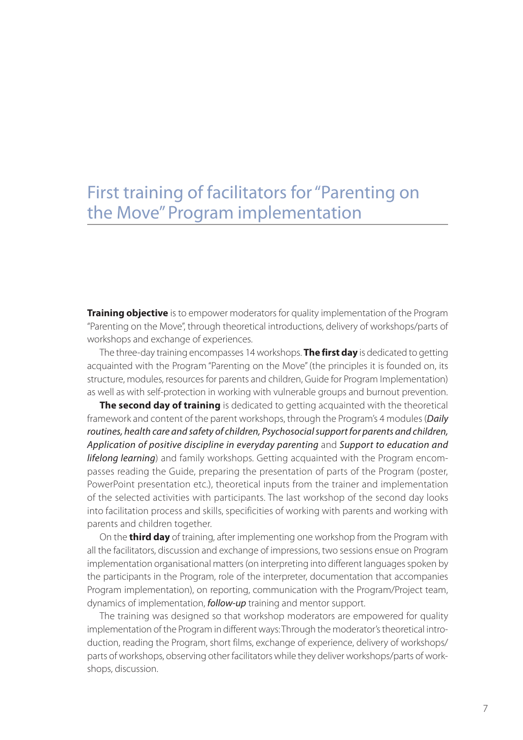# First training of facilitators for "Parenting on the Move" Program implementation

**Training objective** is to empower moderators for quality implementation of the Program "Parenting on the Move", through theoretical introductions, delivery of workshops/parts of workshops and exchange of experiences.

The three-day training encompasses 14 workshops. **The first day** is dedicated to getting acquainted with the Program "Parenting on the Move" (the principles it is founded on, its structure, modules, resources for parents and children, Guide for Program Implementation) as well as with self-protection in working with vulnerable groups and burnout prevention.

**The second day of training** is dedicated to getting acquainted with the theoretical framework and content of the parent workshops, through the Program's 4 modules (*Daily routines, health care and safety of children, Psychosocial support for parents and children, Application of positive discipline in everyday parenting* and *Support to education and lifelong learning*) and family workshops. Getting acquainted with the Program encompasses reading the Guide, preparing the presentation of parts of the Program (poster, PowerPoint presentation etc.), theoretical inputs from the trainer and implementation of the selected activities with participants. The last workshop of the second day looks into facilitation process and skills, specificities of working with parents and working with parents and children together.

On the **third day** of training, after implementing one workshop from the Program with all the facilitators, discussion and exchange of impressions, two sessions ensue on Program implementation organisational matters (on interpreting into different languages spoken by the participants in the Program, role of the interpreter, documentation that accompanies Program implementation), on reporting, communication with the Program/Project team, dynamics of implementation, *follow-up* training and mentor support.

The training was designed so that workshop moderators are empowered for quality implementation of the Program in different ways: Through the moderator's theoretical introduction, reading the Program, short films, exchange of experience, delivery of workshops/parts of workshops, observing other facilitators while they deliver workshops/parts of workshops, discussion.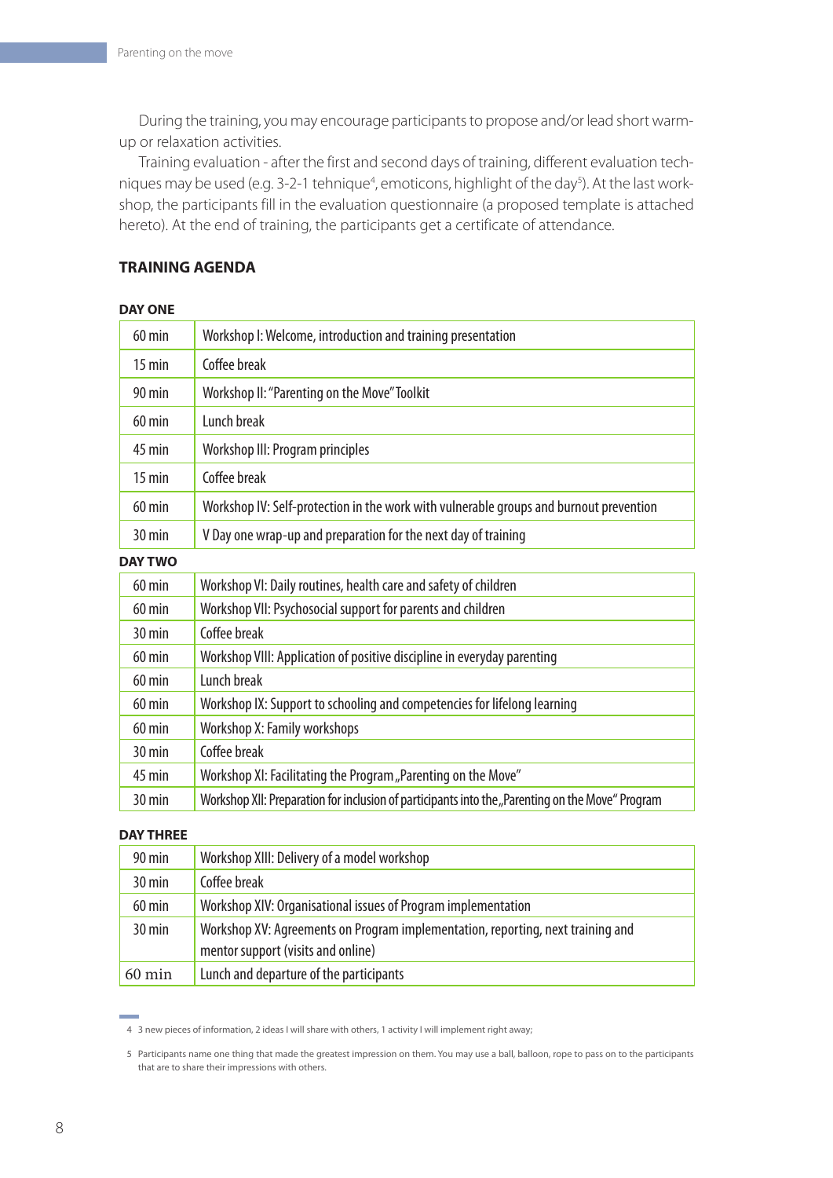During the training, you may encourage participants to propose and/or lead short warm-up or relaxation activities.

Training evaluation - after the first and second days of training, different evaluation techniques may be used (e.g. 3-2-1 tehnique[4], emoticons, highlight of the day[5]). At the last workshop, the participants fill in the evaluation questionnaire (a proposed template is attached hereto). At the end of training, the participants get a certificate of attendance.

## TRAINING AGENDA

### DAY ONE

| | |
|---|---|
| 60 min | Workshop I: Welcome, introduction and training presentation |
| 15 min | Coffee break |
| 90 min | Workshop II: "Parenting on the Move" Toolkit |
| 60 min | Lunch break |
| 45 min | Workshop III: Program principles |
| 15 min | Coffee break |
| 60 min | Workshop IV: Self-protection in the work with vulnerable groups and burnout prevention |
| 30 min | V Day one wrap-up and preparation for the next day of training |

### DAY TWO

| | |
|---|---|
| 60 min | Workshop VI: Daily routines, health care and safety of children |
| 60 min | Workshop VII: Psychosocial support for parents and children |
| 30 min | Coffee break |
| 60 min | Workshop VIII: Application of positive discipline in everyday parenting |
| 60 min | Lunch break |
| 60 min | Workshop IX: Support to schooling and competencies for lifelong learning |
| 60 min | Workshop X: Family workshops |
| 30 min | Coffee break |
| 45 min | Workshop XI: Facilitating the Program „Parenting on the Move" |
| 30 min | Workshop XII: Preparation for inclusion of participants into the „Parenting on the Move" Program |

### DAY THREE

| | |
|---|---|
| 90 min | Workshop XIII: Delivery of a model workshop |
| 30 min | Coffee break |
| 60 min | Workshop XIV: Organisational issues of Program implementation |
| 30 min | Workshop XV: Agreements on Program implementation, reporting, next training and mentor support (visits and online) |
| 60 min | Lunch and departure of the participants |

---

4 3 new pieces of information, 2 ideas I will share with others, 1 activity I will implement right away;

5 Participants name one thing that made the greatest impression on them. You may use a ball, balloon, rope to pass on to the participants that are to share their impressions with others.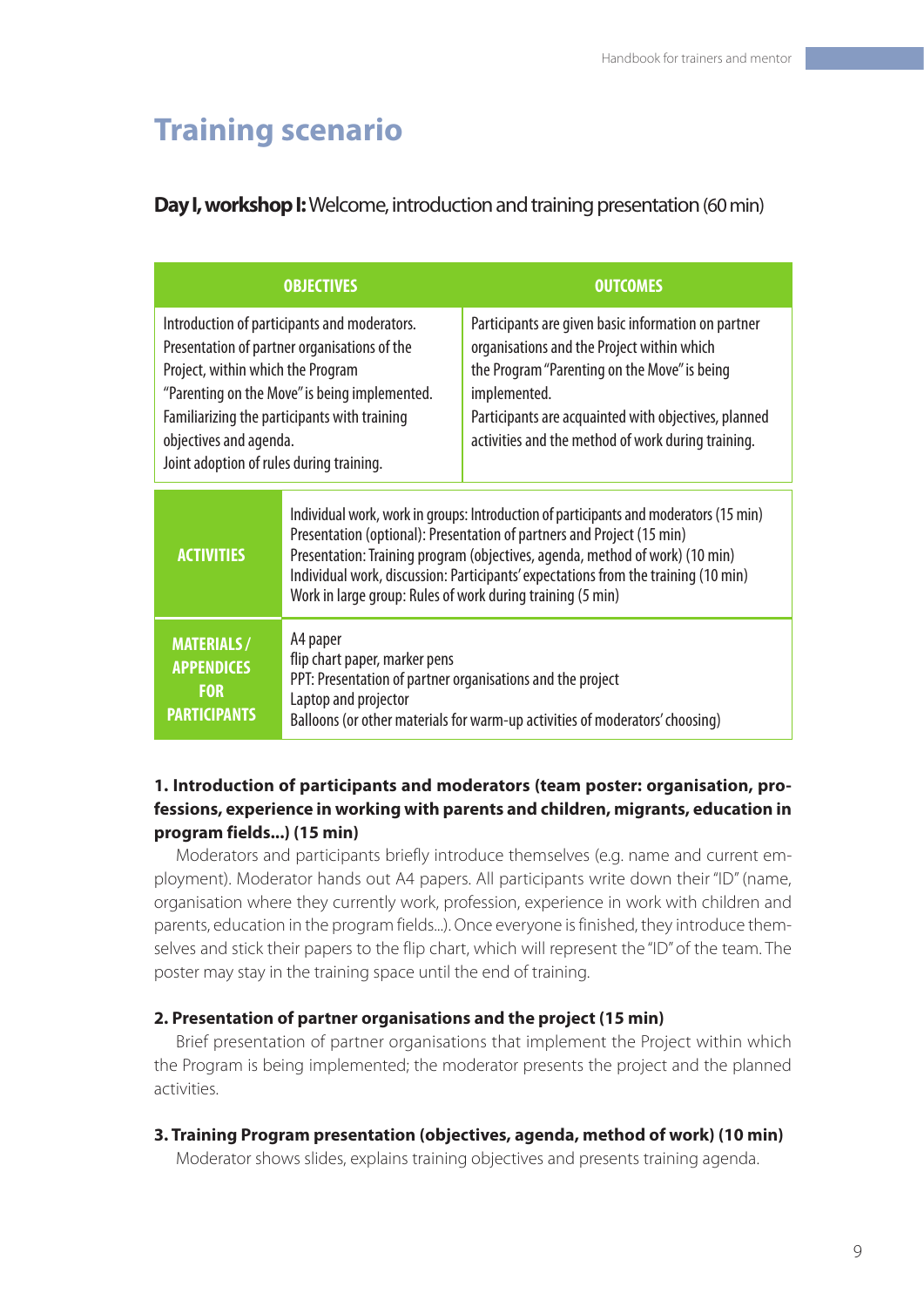# Training scenario

**Day I, workshop I:** Welcome, introduction and training presentation (60 min)

| OBJECTIVES | OUTCOMES |
|---|---|
| Introduction of participants and moderators.<br>Presentation of partner organisations of the Project, within which the Program "Parenting on the Move" is being implemented.<br>Familiarizing the participants with training objectives and agenda.<br>Joint adoption of rules during training. | Participants are given basic information on partner organisations and the Project within which the Program "Parenting on the Move" is being implemented.<br>Participants are acquainted with objectives, planned activities and the method of work during training. |

| | |
|---|---|
| **ACTIVITIES** | Individual work, work in groups: Introduction of participants and moderators (15 min)<br>Presentation (optional): Presentation of partners and Project (15 min)<br>Presentation: Training program (objectives, agenda, method of work) (10 min)<br>Individual work, discussion: Participants' expectations from the training (10 min)<br>Work in large group: Rules of work during training (5 min) |
| **MATERIALS / APPENDICES FOR PARTICIPANTS** | A4 paper<br>flip chart paper, marker pens<br>PPT: Presentation of partner organisations and the project<br>Laptop and projector<br>Balloons (or other materials for warm-up activities of moderators' choosing) |

**1. Introduction of participants and moderators (team poster: organisation, professions, experience in working with parents and children, migrants, education in program fields...) (15 min)**

Moderators and participants briefly introduce themselves (e.g. name and current employment). Moderator hands out A4 papers. All participants write down their "ID" (name, organisation where they currently work, profession, experience in work with children and parents, education in the program fields...). Once everyone is finished, they introduce themselves and stick their papers to the flip chart, which will represent the "ID" of the team. The poster may stay in the training space until the end of training.

**2. Presentation of partner organisations and the project (15 min)**

Brief presentation of partner organisations that implement the Project within which the Program is being implemented; the moderator presents the project and the planned activities.

**3. Training Program presentation (objectives, agenda, method of work) (10 min)**

Moderator shows slides, explains training objectives and presents training agenda.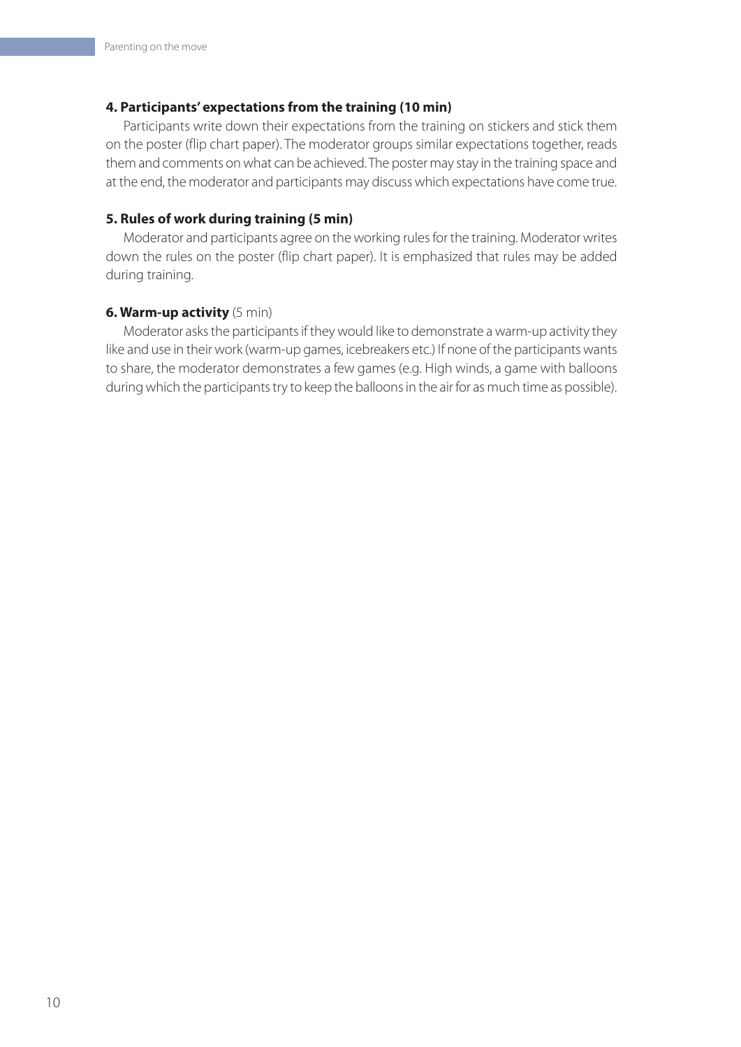**4. Participants' expectations from the training (10 min)**

Participants write down their expectations from the training on stickers and stick them on the poster (flip chart paper). The moderator groups similar expectations together, reads them and comments on what can be achieved. The poster may stay in the training space and at the end, the moderator and participants may discuss which expectations have come true.

**5. Rules of work during training (5 min)**

Moderator and participants agree on the working rules for the training. Moderator writes down the rules on the poster (flip chart paper). It is emphasized that rules may be added during training.

**6. Warm-up activity** (5 min)

Moderator asks the participants if they would like to demonstrate a warm-up activity they like and use in their work (warm-up games, icebreakers etc.) If none of the participants wants to share, the moderator demonstrates a few games (e.g. High winds, a game with balloons during which the participants try to keep the balloons in the air for as much time as possible).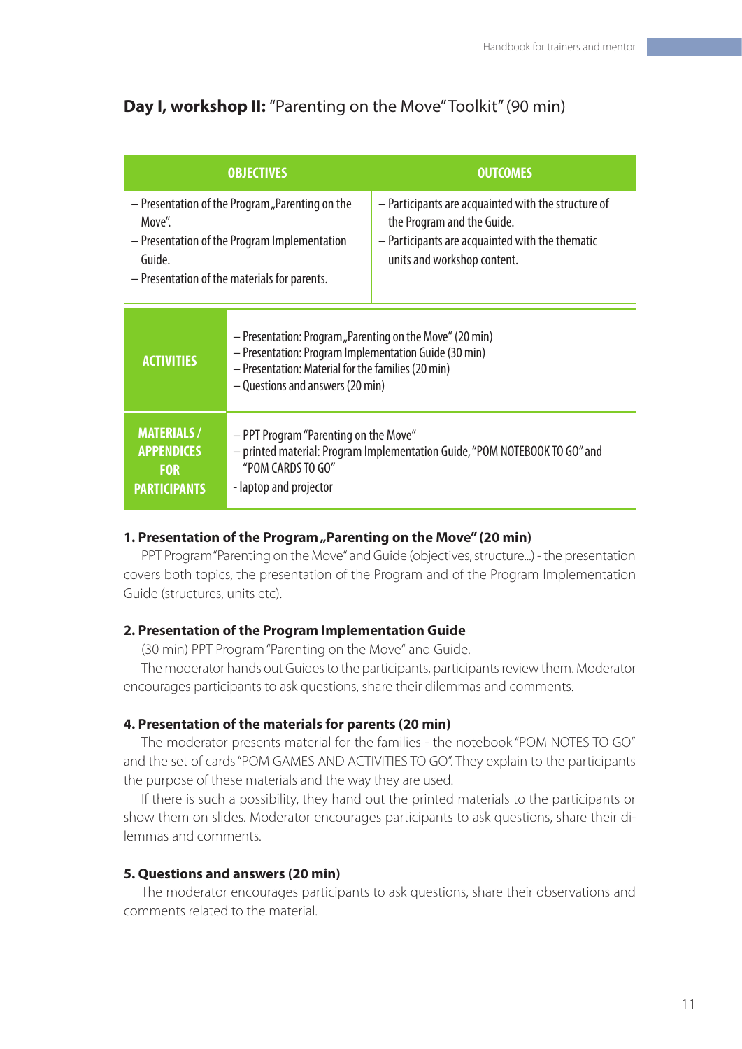## **Day I, workshop II:** "Parenting on the Move" Toolkit" (90 min)

| OBJECTIVES | OUTCOMES |
|---|---|
| – Presentation of the Program „Parenting on the Move".<br>– Presentation of the Program Implementation Guide.<br>– Presentation of the materials for parents. | – Participants are acquainted with the structure of the Program and the Guide.<br>– Participants are acquainted with the thematic units and workshop content. |

| | |
|---|---|
| **ACTIVITIES** | – Presentation: Program „Parenting on the Move" (20 min)<br>– Presentation: Program Implementation Guide (30 min)<br>– Presentation: Material for the families (20 min)<br>– Questions and answers (20 min) |
| **MATERIALS / APPENDICES FOR PARTICIPANTS** | – PPT Program "Parenting on the Move"<br>– printed material: Program Implementation Guide, "POM NOTEBOOK TO GO" and "POM CARDS TO GO"<br>- laptop and projector |

**1. Presentation of the Program „Parenting on the Move" (20 min)**

PPT Program "Parenting on the Move" and Guide (objectives, structure...) - the presentation covers both topics, the presentation of the Program and of the Program Implementation Guide (structures, units etc).

**2. Presentation of the Program Implementation Guide**

(30 min) PPT Program "Parenting on the Move" and Guide.

The moderator hands out Guides to the participants, participants review them. Moderator encourages participants to ask questions, share their dilemmas and comments.

**4. Presentation of the materials for parents (20 min)**

The moderator presents material for the families - the notebook "POM NOTES TO GO" and the set of cards "POM GAMES AND ACTIVITIES TO GO". They explain to the participants the purpose of these materials and the way they are used.

If there is such a possibility, they hand out the printed materials to the participants or show them on slides. Moderator encourages participants to ask questions, share their dilemmas and comments.

**5. Questions and answers (20 min)**

The moderator encourages participants to ask questions, share their observations and comments related to the material.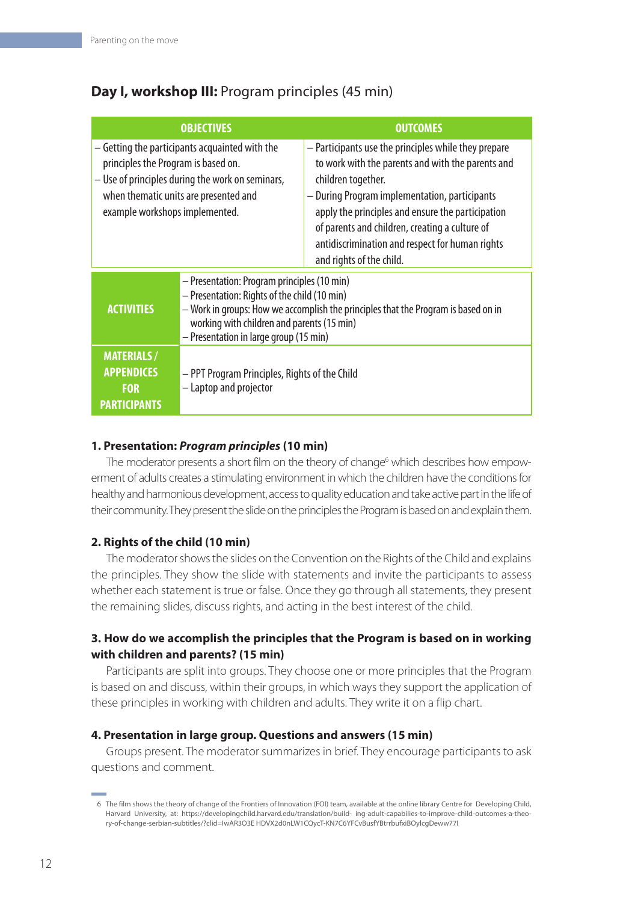## **Day I, workshop III:** Program principles (45 min)

| OBJECTIVES | OUTCOMES |
|---|---|
| – Getting the participants acquainted with the principles the Program is based on.<br>– Use of principles during the work on seminars, when thematic units are presented and example workshops implemented. | – Participants use the principles while they prepare to work with the parents and with the parents and children together.<br>– During Program implementation, participants apply the principles and ensure the participation of parents and children, creating a culture of antidiscrimination and respect for human rights and rights of the child. |

| | |
|---|---|
| **ACTIVITIES** | – Presentation: Program principles (10 min)<br>– Presentation: Rights of the child (10 min)<br>– Work in groups: How we accomplish the principles that the Program is based on in working with children and parents (15 min)<br>– Presentation in large group (15 min) |
| **MATERIALS / APPENDICES FOR PARTICIPANTS** | – PPT Program Principles, Rights of the Child<br>– Laptop and projector |

### 1. Presentation: *Program principles* (10 min)

The moderator presents a short film on the theory of change[6] which describes how empowerment of adults creates a stimulating environment in which the children have the conditions for healthy and harmonious development, access to quality education and take active part in the life of their community. They present the slide on the principles the Program is based on and explain them.

### 2. Rights of the child (10 min)

The moderator shows the slides on the Convention on the Rights of the Child and explains the principles. They show the slide with statements and invite the participants to assess whether each statement is true or false. Once they go through all statements, they present the remaining slides, discuss rights, and acting in the best interest of the child.

### 3. How do we accomplish the principles that the Program is based on in working with children and parents? (15 min)

Participants are split into groups. They choose one or more principles that the Program is based on and discuss, within their groups, in which ways they support the application of these principles in working with children and adults. They write it on a flip chart.

### 4. Presentation in large group. Questions and answers (15 min)

Groups present. The moderator summarizes in brief. They encourage participants to ask questions and comment.

---

6 The film shows the theory of change of the Frontiers of Innovation (FOI) team, available at the online library Centre for Developing Child, Harvard University, at: https://developingchild.harvard.edu/translation/build- ing-adult-capabilies-to-improve-child-outcomes-a-theory-of-change-serbian-subtitles/?clid=IwAR3O3E HDVX2d0nLW1CQycT-KN7C6YFCvBusfYBtrrbufxiBOylcgDeww77I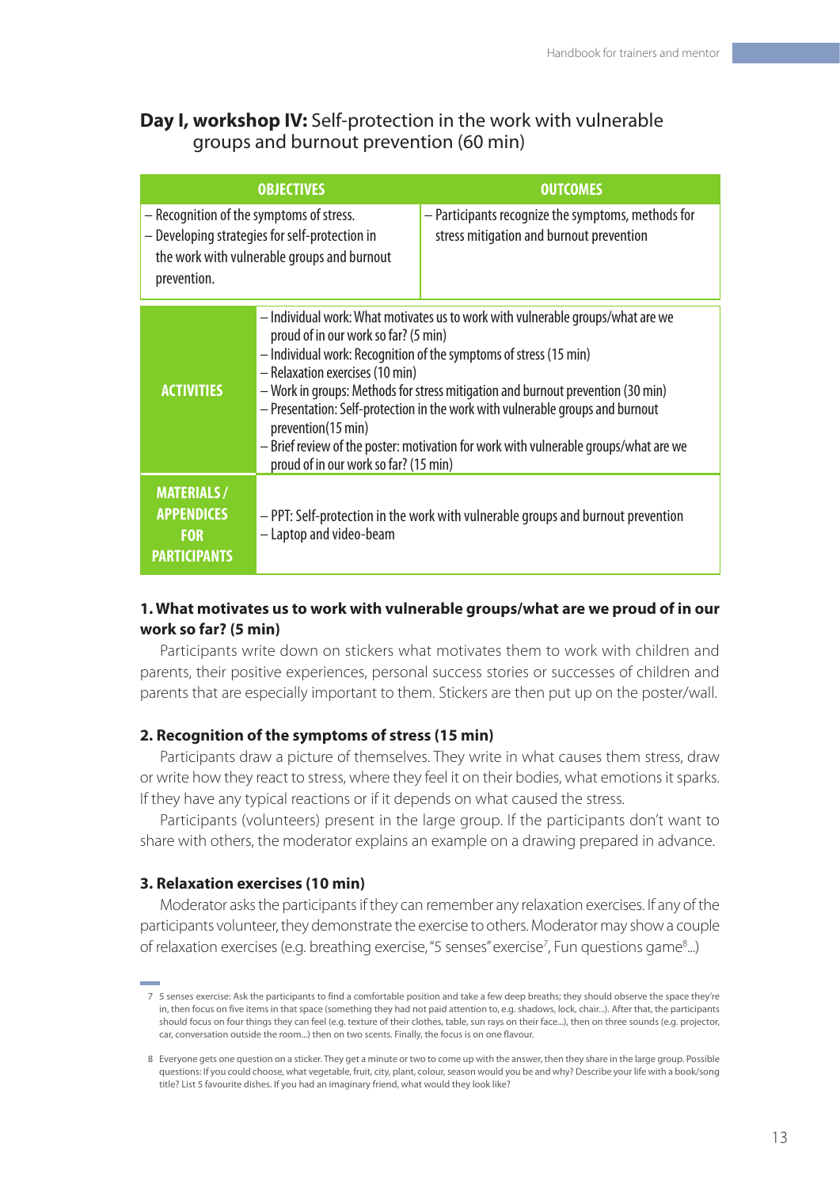## **Day I, workshop IV:** Self-protection in the work with vulnerable groups and burnout prevention (60 min)

| OBJECTIVES | OUTCOMES |
|---|---|
| – Recognition of the symptoms of stress.<br>– Developing strategies for self-protection in the work with vulnerable groups and burnout prevention. | – Participants recognize the symptoms, methods for stress mitigation and burnout prevention |

| | |
|---|---|
| **ACTIVITIES** | – Individual work: What motivates us to work with vulnerable groups/what are we proud of in our work so far? (5 min)<br>– Individual work: Recognition of the symptoms of stress (15 min)<br>– Relaxation exercises (10 min)<br>– Work in groups: Methods for stress mitigation and burnout prevention (30 min)<br>– Presentation: Self-protection in the work with vulnerable groups and burnout prevention(15 min)<br>– Brief review of the poster: motivation for work with vulnerable groups/what are we proud of in our work so far? (15 min) |
| **MATERIALS / APPENDICES FOR PARTICIPANTS** | – PPT: Self-protection in the work with vulnerable groups and burnout prevention<br>– Laptop and video-beam |

### 1. What motivates us to work with vulnerable groups/what are we proud of in our work so far? (5 min)

Participants write down on stickers what motivates them to work with children and parents, their positive experiences, personal success stories or successes of children and parents that are especially important to them. Stickers are then put up on the poster/wall.

### 2. Recognition of the symptoms of stress (15 min)

Participants draw a picture of themselves. They write in what causes them stress, draw or write how they react to stress, where they feel it on their bodies, what emotions it sparks. If they have any typical reactions or if it depends on what caused the stress.

Participants (volunteers) present in the large group. If the participants don't want to share with others, the moderator explains an example on a drawing prepared in advance.

### 3. Relaxation exercises (10 min)

Moderator asks the participants if they can remember any relaxation exercises. If any of the participants volunteer, they demonstrate the exercise to others. Moderator may show a couple of relaxation exercises (e.g. breathing exercise, "5 senses" exercise[7], Fun questions game[8]...)

---

7 5 senses exercise: Ask the participants to find a comfortable position and take a few deep breaths; they should observe the space they're in, then focus on five items in that space (something they had not paid attention to, e.g. shadows, lock, chair...). After that, the participants should focus on four things they can feel (e.g. texture of their clothes, table, sun rays on their face...), then on three sounds (e.g. projector, car, conversation outside the room...) then on two scents. Finally, the focus is on one flavour.

8 Everyone gets one question on a sticker. They get a minute or two to come up with the answer, then they share in the large group. Possible questions: If you could choose, what vegetable, fruit, city, plant, colour, season would you be and why? Describe your life with a book/song title? List 5 favourite dishes. If you had an imaginary friend, what would they look like?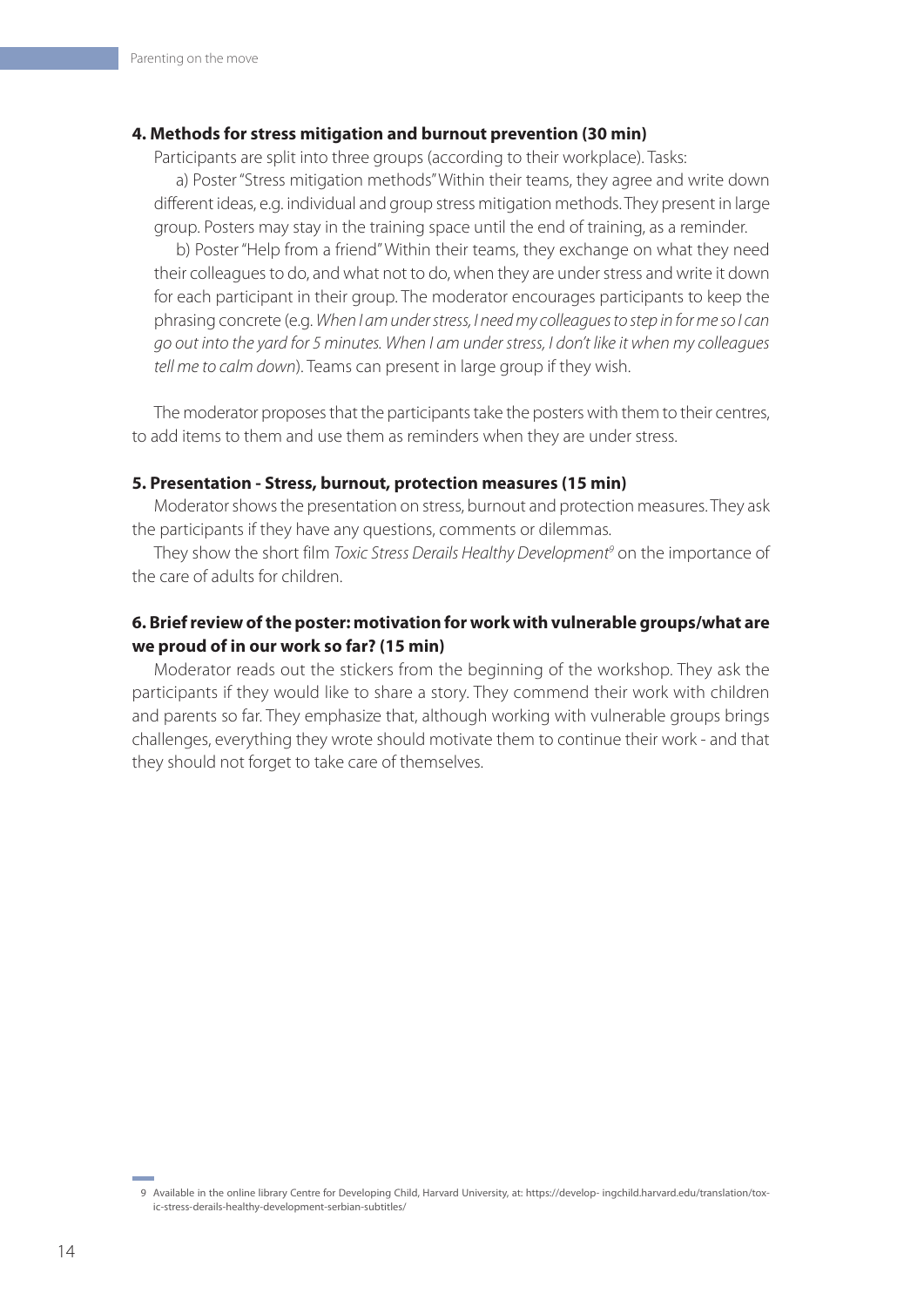**4. Methods for stress mitigation and burnout prevention (30 min)**

Participants are split into three groups (according to their workplace). Tasks:

a) Poster "Stress mitigation methods" Within their teams, they agree and write down different ideas, e.g. individual and group stress mitigation methods. They present in large group. Posters may stay in the training space until the end of training, as a reminder.

b) Poster "Help from a friend" Within their teams, they exchange on what they need their colleagues to do, and what not to do, when they are under stress and write it down for each participant in their group. The moderator encourages participants to keep the phrasing concrete (e.g. *When I am under stress, I need my colleagues to step in for me so I can go out into the yard for 5 minutes. When I am under stress, I don't like it when my colleagues tell me to calm down*). Teams can present in large group if they wish.

The moderator proposes that the participants take the posters with them to their centres, to add items to them and use them as reminders when they are under stress.

**5. Presentation - Stress, burnout, protection measures (15 min)**

Moderator shows the presentation on stress, burnout and protection measures. They ask the participants if they have any questions, comments or dilemmas.

They show the short film *Toxic Stress Derails Healthy Development*[9] on the importance of the care of adults for children.

**6. Brief review of the poster: motivation for work with vulnerable groups/what are we proud of in our work so far? (15 min)**

Moderator reads out the stickers from the beginning of the workshop. They ask the participants if they would like to share a story. They commend their work with children and parents so far. They emphasize that, although working with vulnerable groups brings challenges, everything they wrote should motivate them to continue their work - and that they should not forget to take care of themselves.

9 Available in the online library Centre for Developing Child, Harvard University, at: https://develop- ingchild.harvard.edu/translation/toxic-stress-derails-healthy-development-serbian-subtitles/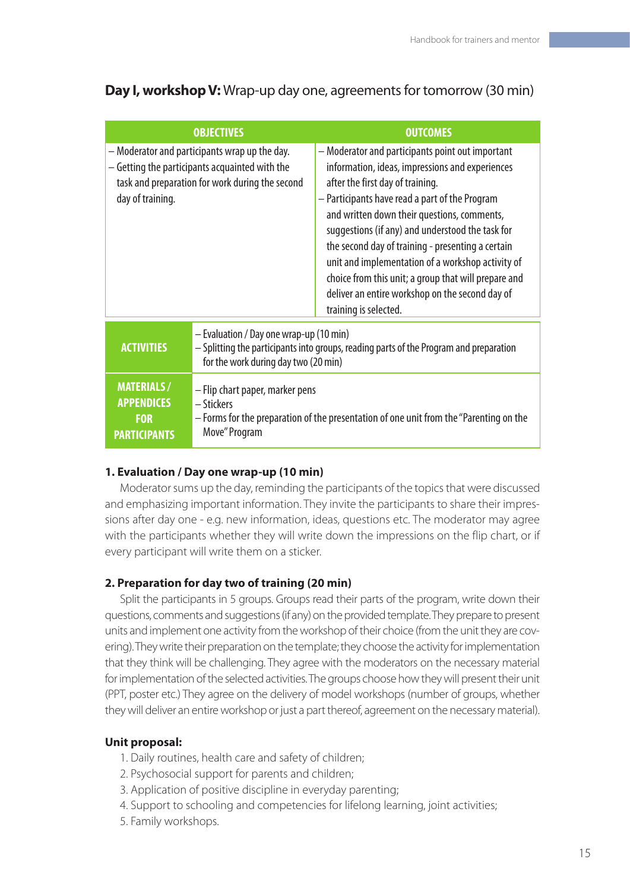## **Day I, workshop V:** Wrap-up day one, agreements for tomorrow (30 min)

| OBJECTIVES | OUTCOMES |
|---|---|
| – Moderator and participants wrap up the day.<br>– Getting the participants acquainted with the task and preparation for work during the second day of training. | – Moderator and participants point out important information, ideas, impressions and experiences after the first day of training.<br>– Participants have read a part of the Program and written down their questions, comments, suggestions (if any) and understood the task for the second day of training - presenting a certain unit and implementation of a workshop activity of choice from this unit; a group that will prepare and deliver an entire workshop on the second day of training is selected. |

| | |
|---|---|
| **ACTIVITIES** | – Evaluation / Day one wrap-up (10 min)<br>– Splitting the participants into groups, reading parts of the Program and preparation for the work during day two (20 min) |
| **MATERIALS / APPENDICES FOR PARTICIPANTS** | – Flip chart paper, marker pens<br>– Stickers<br>– Forms for the preparation of the presentation of one unit from the "Parenting on the Move" Program |

### 1. Evaluation / Day one wrap-up (10 min)

Moderator sums up the day, reminding the participants of the topics that were discussed and emphasizing important information. They invite the participants to share their impressions after day one - e.g. new information, ideas, questions etc. The moderator may agree with the participants whether they will write down the impressions on the flip chart, or if every participant will write them on a sticker.

### 2. Preparation for day two of training (20 min)

Split the participants in 5 groups. Groups read their parts of the program, write down their questions, comments and suggestions (if any) on the provided template. They prepare to present units and implement one activity from the workshop of their choice (from the unit they are covering). They write their preparation on the template; they choose the activity for implementation that they think will be challenging. They agree with the moderators on the necessary material for implementation of the selected activities. The groups choose how they will present their unit (PPT, poster etc.) They agree on the delivery of model workshops (number of groups, whether they will deliver an entire workshop or just a part thereof, agreement on the necessary material).

**Unit proposal:**

1. Daily routines, health care and safety of children;
2. Psychosocial support for parents and children;
3. Application of positive discipline in everyday parenting;
4. Support to schooling and competencies for lifelong learning, joint activities;
5. Family workshops.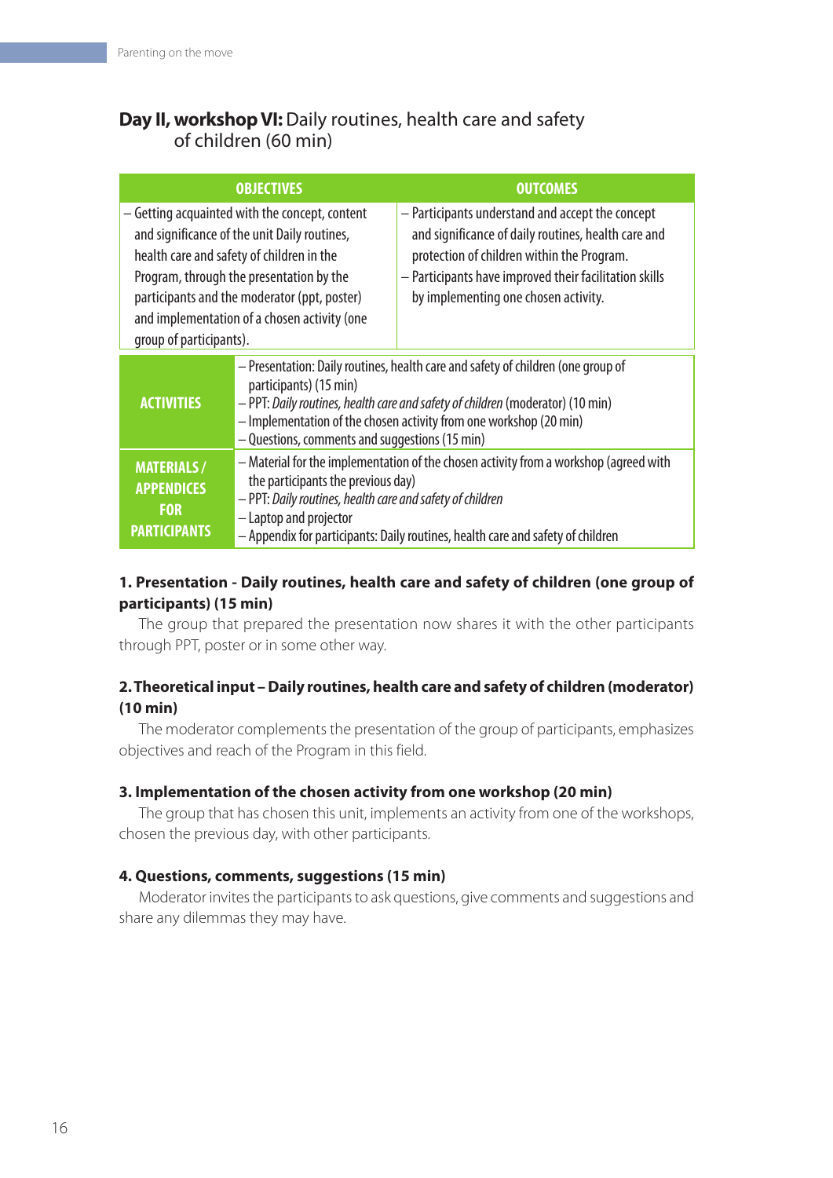## Day II, workshop VI: Daily routines, health care and safety of children (60 min)

| OBJECTIVES | OUTCOMES |
|---|---|
| – Getting acquainted with the concept, content and significance of the unit Daily routines, health care and safety of children in the Program, through the presentation by the participants and the moderator (ppt, poster) and implementation of a chosen activity (one group of participants). | – Participants understand and accept the concept and significance of daily routines, health care and protection of children within the Program.<br>– Participants have improved their facilitation skills by implementing one chosen activity. |

| | |
|---|---|
| **ACTIVITIES** | – Presentation: Daily routines, health care and safety of children (one group of participants) (15 min)<br>– PPT: *Daily routines, health care and safety of children* (moderator) (10 min)<br>– Implementation of the chosen activity from one workshop (20 min)<br>– Questions, comments and suggestions (15 min) |
| **MATERIALS / APPENDICES FOR PARTICIPANTS** | – Material for the implementation of the chosen activity from a workshop (agreed with the participants the previous day)<br>– PPT: *Daily routines, health care and safety of children*<br>– Laptop and projector<br>– Appendix for participants: Daily routines, health care and safety of children |

**1. Presentation - Daily routines, health care and safety of children (one group of participants) (15 min)**

The group that prepared the presentation now shares it with the other participants through PPT, poster or in some other way.

**2. Theoretical input – Daily routines, health care and safety of children (moderator) (10 min)**

The moderator complements the presentation of the group of participants, emphasizes objectives and reach of the Program in this field.

**3. Implementation of the chosen activity from one workshop (20 min)**

The group that has chosen this unit, implements an activity from one of the workshops, chosen the previous day, with other participants.

**4. Questions, comments, suggestions (15 min)**

Moderator invites the participants to ask questions, give comments and suggestions and share any dilemmas they may have.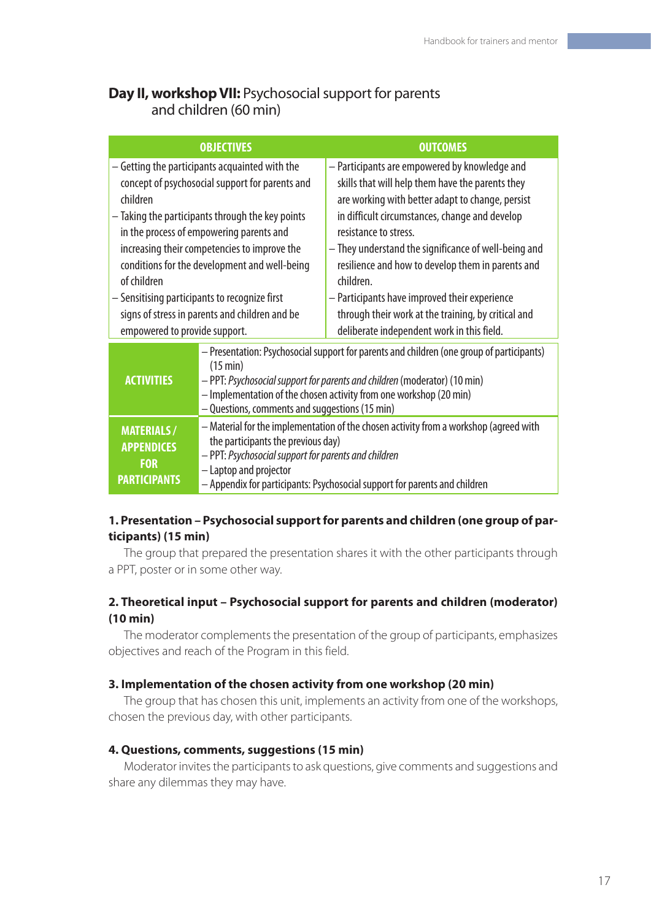## **Day II, workshop VII:** Psychosocial support for parents and children (60 min)

| OBJECTIVES | OUTCOMES |
|---|---|
| – Getting the participants acquainted with the concept of psychosocial support for parents and children<br>– Taking the participants through the key points in the process of empowering parents and increasing their competencies to improve the conditions for the development and well-being of children<br>– Sensitising participants to recognize first signs of stress in parents and children and be empowered to provide support. | – Participants are empowered by knowledge and skills that will help them have the parents they are working with better adapt to change, persist in difficult circumstances, change and develop resistance to stress.<br>– They understand the significance of well-being and resilience and how to develop them in parents and children.<br>– Participants have improved their experience through their work at the training, by critical and deliberate independent work in this field. |

| | |
|---|---|
| **ACTIVITIES** | – Presentation: Psychosocial support for parents and children (one group of participants) (15 min)<br>– PPT: *Psychosocial support for parents and children* (moderator) (10 min)<br>– Implementation of the chosen activity from one workshop (20 min)<br>– Questions, comments and suggestions (15 min) |
| **MATERIALS / APPENDICES FOR PARTICIPANTS** | – Material for the implementation of the chosen activity from a workshop (agreed with the participants the previous day)<br>– PPT: *Psychosocial support for parents and children*<br>– Laptop and projector<br>– Appendix for participants: Psychosocial support for parents and children |

### 1. Presentation – Psychosocial support for parents and children (one group of participants) (15 min)

The group that prepared the presentation shares it with the other participants through a PPT, poster or in some other way.

### 2. Theoretical input – Psychosocial support for parents and children (moderator) (10 min)

The moderator complements the presentation of the group of participants, emphasizes objectives and reach of the Program in this field.

### 3. Implementation of the chosen activity from one workshop (20 min)

The group that has chosen this unit, implements an activity from one of the workshops, chosen the previous day, with other participants.

### 4. Questions, comments, suggestions (15 min)

Moderator invites the participants to ask questions, give comments and suggestions and share any dilemmas they may have.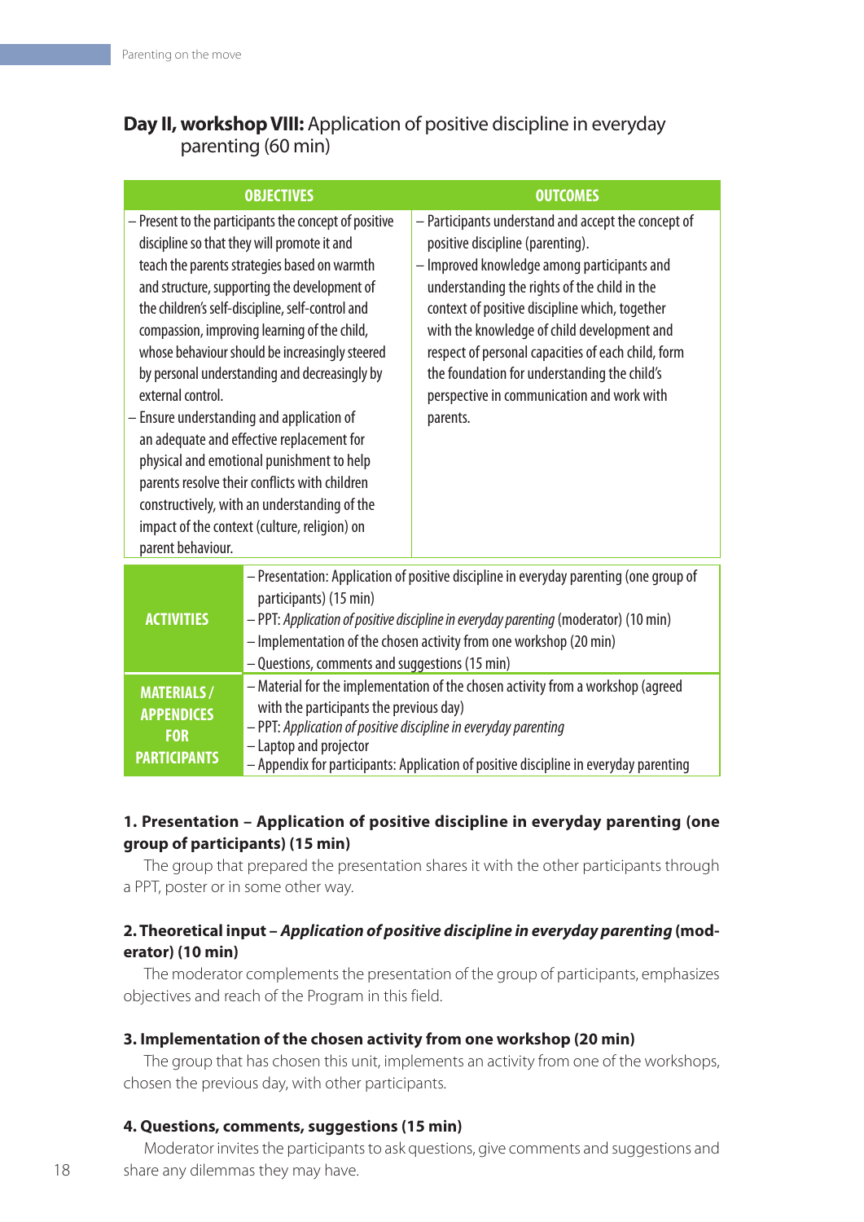## **Day II, workshop VIII:** Application of positive discipline in everyday parenting (60 min)

| OBJECTIVES | OUTCOMES |
|---|---|
| – Present to the participants the concept of positive discipline so that they will promote it and teach the parents strategies based on warmth and structure, supporting the development of the children's self-discipline, self-control and compassion, improving learning of the child, whose behaviour should be increasingly steered by personal understanding and decreasingly by external control.<br>– Ensure understanding and application of an adequate and effective replacement for physical and emotional punishment to help parents resolve their conflicts with children constructively, with an understanding of the impact of the context (culture, religion) on parent behaviour. | – Participants understand and accept the concept of positive discipline (parenting).<br>– Improved knowledge among participants and understanding the rights of the child in the context of positive discipline which, together with the knowledge of child development and respect of personal capacities of each child, form the foundation for understanding the child's perspective in communication and work with parents. |

| | |
|---|---|
| **ACTIVITIES** | – Presentation: Application of positive discipline in everyday parenting (one group of participants) (15 min)<br>– PPT: *Application of positive discipline in everyday parenting* (moderator) (10 min)<br>– Implementation of the chosen activity from one workshop (20 min)<br>– Questions, comments and suggestions (15 min) |
| **MATERIALS / APPENDICES FOR PARTICIPANTS** | – Material for the implementation of the chosen activity from a workshop (agreed with the participants the previous day)<br>– PPT: *Application of positive discipline in everyday parenting*<br>– Laptop and projector<br>– Appendix for participants: Application of positive discipline in everyday parenting |

### 1. Presentation – Application of positive discipline in everyday parenting (one group of participants) (15 min)

The group that prepared the presentation shares it with the other participants through a PPT, poster or in some other way.

### 2. Theoretical input – *Application of positive discipline in everyday parenting* (moderator) (10 min)

The moderator complements the presentation of the group of participants, emphasizes objectives and reach of the Program in this field.

### 3. Implementation of the chosen activity from one workshop (20 min)

The group that has chosen this unit, implements an activity from one of the workshops, chosen the previous day, with other participants.

### 4. Questions, comments, suggestions (15 min)

Moderator invites the participants to ask questions, give comments and suggestions and share any dilemmas they may have.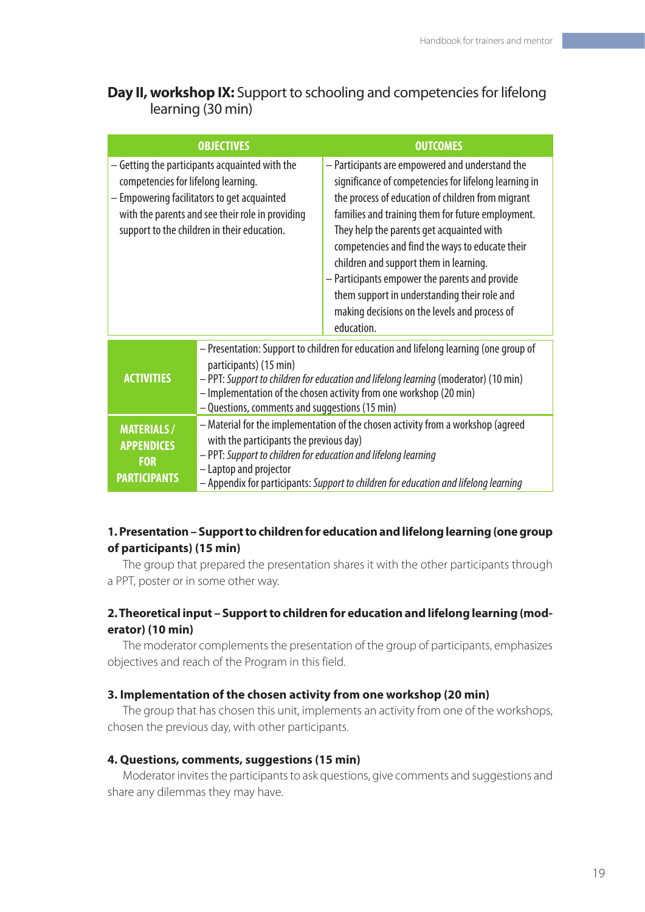## **Day II, workshop IX:** Support to schooling and competencies for lifelong learning (30 min)

| OBJECTIVES | OUTCOMES |
|---|---|
| – Getting the participants acquainted with the competencies for lifelong learning.<br>– Empowering facilitators to get acquainted with the parents and see their role in providing support to the children in their education. | – Participants are empowered and understand the significance of competencies for lifelong learning in the process of education of children from migrant families and training them for future employment. They help the parents get acquainted with competencies and find the ways to educate their children and support them in learning.<br>– Participants empower the parents and provide them support in understanding their role and making decisions on the levels and process of education. |

| | |
|---|---|
| **ACTIVITIES** | – Presentation: Support to children for education and lifelong learning (one group of participants) (15 min)<br>– PPT: *Support to children for education and lifelong learning* (moderator) (10 min)<br>– Implementation of the chosen activity from one workshop (20 min)<br>– Questions, comments and suggestions (15 min) |
| **MATERIALS / APPENDICES FOR PARTICIPANTS** | – Material for the implementation of the chosen activity from a workshop (agreed with the participants the previous day)<br>– PPT: *Support to children for education and lifelong learning*<br>– Laptop and projector<br>– Appendix for participants: *Support to children for education and lifelong learning* |

#### 1. Presentation – Support to children for education and lifelong learning (one group of participants) (15 min)

The group that prepared the presentation shares it with the other participants through a PPT, poster or in some other way.

#### 2. Theoretical input – Support to children for education and lifelong learning (moderator) (10 min)

The moderator complements the presentation of the group of participants, emphasizes objectives and reach of the Program in this field.

#### 3. Implementation of the chosen activity from one workshop (20 min)

The group that has chosen this unit, implements an activity from one of the workshops, chosen the previous day, with other participants.

#### 4. Questions, comments, suggestions (15 min)

Moderator invites the participants to ask questions, give comments and suggestions and share any dilemmas they may have.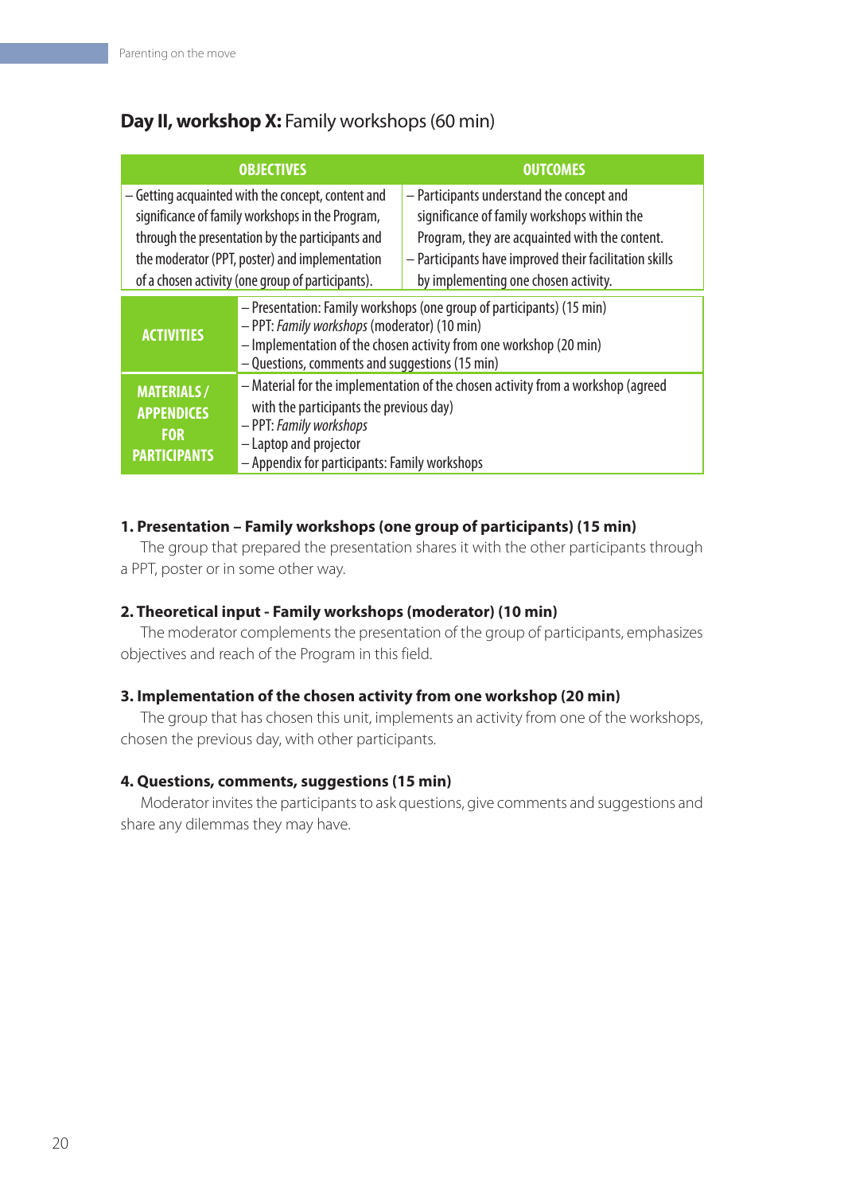## **Day II, workshop X:** Family workshops (60 min)

| OBJECTIVES | OUTCOMES |
|---|---|
| – Getting acquainted with the concept, content and significance of family workshops in the Program, through the presentation by the participants and the moderator (PPT, poster) and implementation of a chosen activity (one group of participants). | – Participants understand the concept and significance of family workshops within the Program, they are acquainted with the content.<br>– Participants have improved their facilitation skills by implementing one chosen activity. |

| | |
|---|---|
| **ACTIVITIES** | – Presentation: Family workshops (one group of participants) (15 min)<br>– PPT: *Family workshops* (moderator) (10 min)<br>– Implementation of the chosen activity from one workshop (20 min)<br>– Questions, comments and suggestions (15 min) |
| **MATERIALS / APPENDICES FOR PARTICIPANTS** | – Material for the implementation of the chosen activity from a workshop (agreed with the participants the previous day)<br>– PPT: *Family workshops*<br>– Laptop and projector<br>– Appendix for participants: Family workshops |

### 1. Presentation – Family workshops (one group of participants) (15 min)

The group that prepared the presentation shares it with the other participants through a PPT, poster or in some other way.

### 2. Theoretical input - Family workshops (moderator) (10 min)

The moderator complements the presentation of the group of participants, emphasizes objectives and reach of the Program in this field.

### 3. Implementation of the chosen activity from one workshop (20 min)

The group that has chosen this unit, implements an activity from one of the workshops, chosen the previous day, with other participants.

### 4. Questions, comments, suggestions (15 min)

Moderator invites the participants to ask questions, give comments and suggestions and share any dilemmas they may have.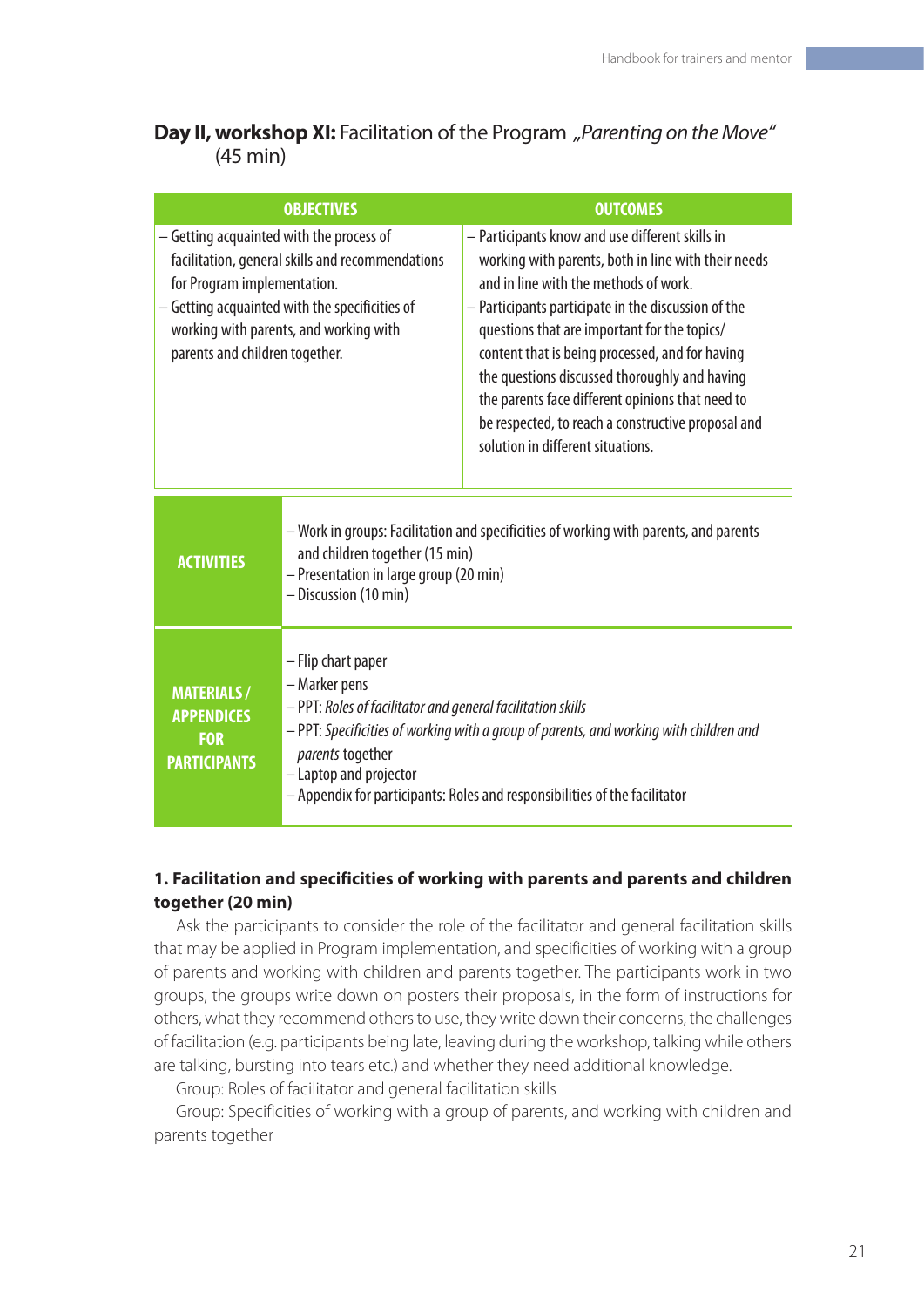## **Day II, workshop XI:** Facilitation of the Program „*Parenting on the Move*" (45 min)

| OBJECTIVES | OUTCOMES |
|---|---|
| – Getting acquainted with the process of facilitation, general skills and recommendations for Program implementation.<br>– Getting acquainted with the specificities of working with parents, and working with parents and children together. | – Participants know and use different skills in working with parents, both in line with their needs and in line with the methods of work.<br>– Participants participate in the discussion of the questions that are important for the topics/content that is being processed, and for having the questions discussed thoroughly and having the parents face different opinions that need to be respected, to reach a constructive proposal and solution in different situations. |

| | |
|---|---|
| **ACTIVITIES** | – Work in groups: Facilitation and specificities of working with parents, and parents and children together (15 min)<br>– Presentation in large group (20 min)<br>– Discussion (10 min) |
| **MATERIALS / APPENDICES FOR PARTICIPANTS** | – Flip chart paper<br>– Marker pens<br>– PPT: *Roles of facilitator and general facilitation skills*<br>– PPT: *Specificities of working with a group of parents, and working with children and parents* together<br>– Laptop and projector<br>– Appendix for participants: Roles and responsibilities of the facilitator |

### **1. Facilitation and specificities of working with parents and parents and children together (20 min)**

Ask the participants to consider the role of the facilitator and general facilitation skills that may be applied in Program implementation, and specificities of working with a group of parents and working with children and parents together. The participants work in two groups, the groups write down on posters their proposals, in the form of instructions for others, what they recommend others to use, they write down their concerns, the challenges of facilitation (e.g. participants being late, leaving during the workshop, talking while others are talking, bursting into tears etc.) and whether they need additional knowledge.

Group: Roles of facilitator and general facilitation skills

Group: Specificities of working with a group of parents, and working with children and parents together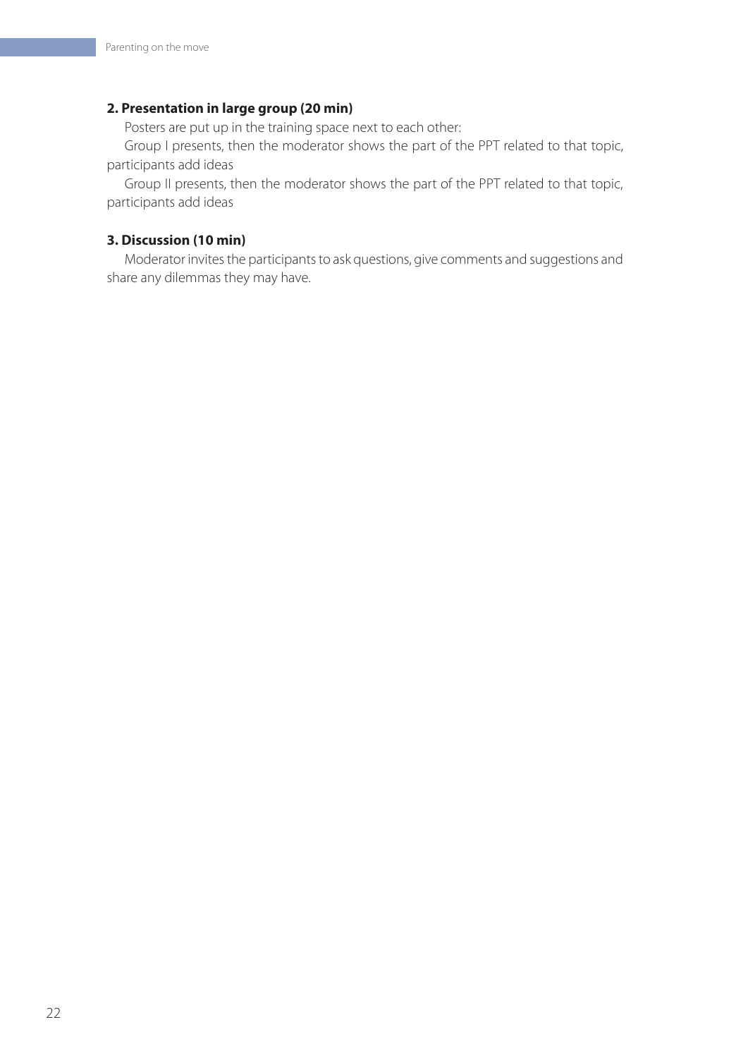**2. Presentation in large group (20 min)**

Posters are put up in the training space next to each other:

Group I presents, then the moderator shows the part of the PPT related to that topic, participants add ideas

Group II presents, then the moderator shows the part of the PPT related to that topic, participants add ideas

**3. Discussion (10 min)**

Moderator invites the participants to ask questions, give comments and suggestions and share any dilemmas they may have.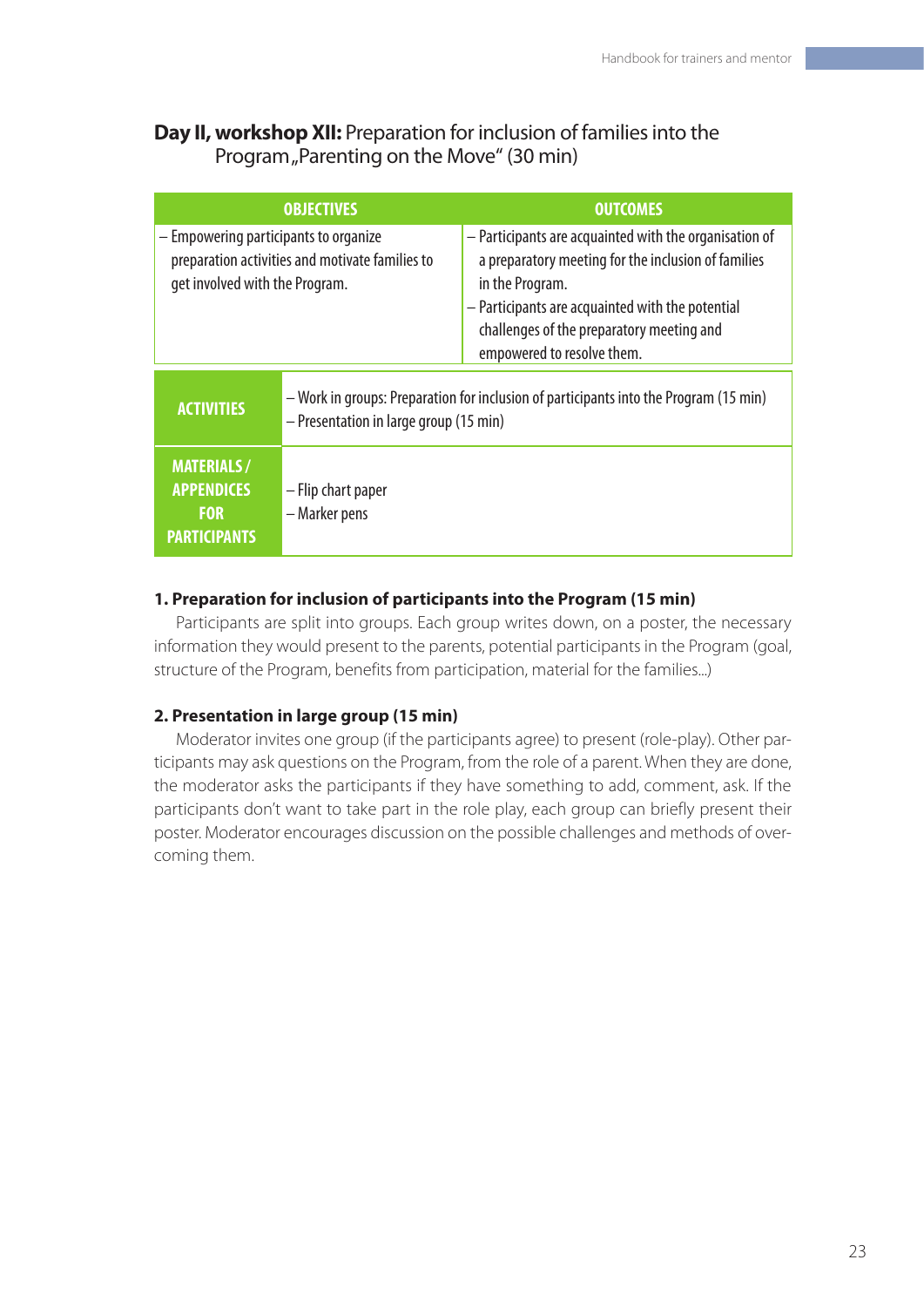### **Day II, workshop XII:** Preparation for inclusion of families into the Program „Parenting on the Move" (30 min)

| OBJECTIVES | OUTCOMES |
|---|---|
| – Empowering participants to organize preparation activities and motivate families to get involved with the Program. | – Participants are acquainted with the organisation of a preparatory meeting for the inclusion of families in the Program.<br>– Participants are acquainted with the potential challenges of the preparatory meeting and empowered to resolve them. |

| | |
|---|---|
| **ACTIVITIES** | – Work in groups: Preparation for inclusion of participants into the Program (15 min)<br>– Presentation in large group (15 min) |
| **MATERIALS / APPENDICES FOR PARTICIPANTS** | – Flip chart paper<br>– Marker pens |

**1. Preparation for inclusion of participants into the Program (15 min)**

Participants are split into groups. Each group writes down, on a poster, the necessary information they would present to the parents, potential participants in the Program (goal, structure of the Program, benefits from participation, material for the families...)

**2. Presentation in large group (15 min)**

Moderator invites one group (if the participants agree) to present (role-play). Other participants may ask questions on the Program, from the role of a parent. When they are done, the moderator asks the participants if they have something to add, comment, ask. If the participants don't want to take part in the role play, each group can briefly present their poster. Moderator encourages discussion on the possible challenges and methods of overcoming them.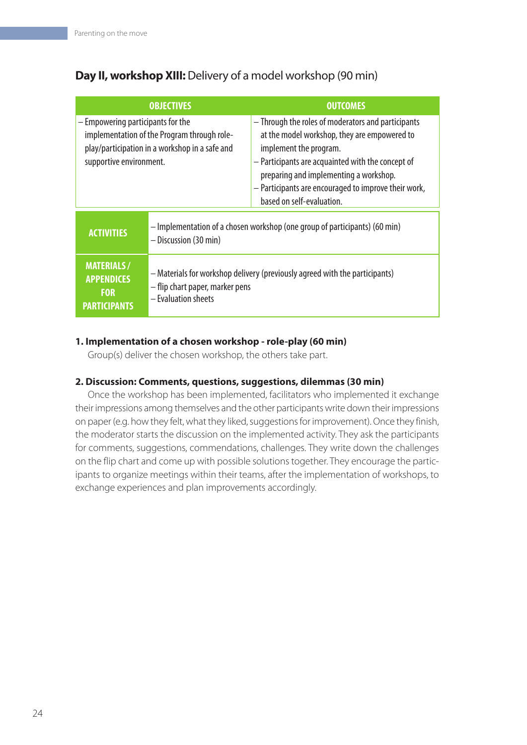## **Day II, workshop XIII:** Delivery of a model workshop (90 min)

| OBJECTIVES | OUTCOMES |
|---|---|
| – Empowering participants for the implementation of the Program through role-play/participation in a workshop in a safe and supportive environment. | – Through the roles of moderators and participants at the model workshop, they are empowered to implement the program.<br>– Participants are acquainted with the concept of preparing and implementing a workshop.<br>– Participants are encouraged to improve their work, based on self-evaluation. |

| | |
|---|---|
| **ACTIVITIES** | – Implementation of a chosen workshop (one group of participants) (60 min)<br>– Discussion (30 min) |
| **MATERIALS / APPENDICES FOR PARTICIPANTS** | – Materials for workshop delivery (previously agreed with the participants)<br>– flip chart paper, marker pens<br>– Evaluation sheets |

**1. Implementation of a chosen workshop - role-play (60 min)**

Group(s) deliver the chosen workshop, the others take part.

**2. Discussion: Comments, questions, suggestions, dilemmas (30 min)**

Once the workshop has been implemented, facilitators who implemented it exchange their impressions among themselves and the other participants write down their impressions on paper (e.g. how they felt, what they liked, suggestions for improvement). Once they finish, the moderator starts the discussion on the implemented activity. They ask the participants for comments, suggestions, commendations, challenges. They write down the challenges on the flip chart and come up with possible solutions together. They encourage the participants to organize meetings within their teams, after the implementation of workshops, to exchange experiences and plan improvements accordingly.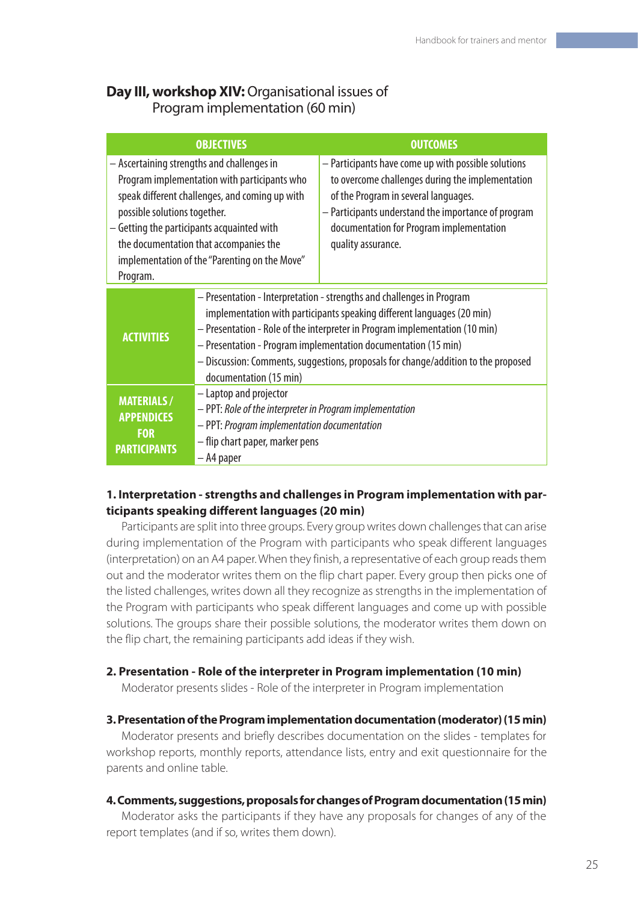## **Day III, workshop XIV:** Organisational issues of Program implementation (60 min)

| OBJECTIVES | OUTCOMES |
|---|---|
| – Ascertaining strengths and challenges in Program implementation with participants who speak different challenges, and coming up with possible solutions together.<br>– Getting the participants acquainted with the documentation that accompanies the implementation of the "Parenting on the Move" Program. | – Participants have come up with possible solutions to overcome challenges during the implementation of the Program in several languages.<br>– Participants understand the importance of program documentation for Program implementation quality assurance. |

| | |
|---|---|
| **ACTIVITIES** | – Presentation - Interpretation - strengths and challenges in Program implementation with participants speaking different languages (20 min)<br>– Presentation - Role of the interpreter in Program implementation (10 min)<br>– Presentation - Program implementation documentation (15 min)<br>– Discussion: Comments, suggestions, proposals for change/addition to the proposed documentation (15 min) |
| **MATERIALS / APPENDICES FOR PARTICIPANTS** | – Laptop and projector<br>– PPT: *Role of the interpreter in Program implementation*<br>– PPT: *Program implementation documentation*<br>– flip chart paper, marker pens<br>– A4 paper |

**1. Interpretation - strengths and challenges in Program implementation with participants speaking different languages (20 min)**

Participants are split into three groups. Every group writes down challenges that can arise during implementation of the Program with participants who speak different languages (interpretation) on an A4 paper. When they finish, a representative of each group reads them out and the moderator writes them on the flip chart paper. Every group then picks one of the listed challenges, writes down all they recognize as strengths in the implementation of the Program with participants who speak different languages and come up with possible solutions. The groups share their possible solutions, the moderator writes them down on the flip chart, the remaining participants add ideas if they wish.

**2. Presentation - Role of the interpreter in Program implementation (10 min)**

Moderator presents slides - Role of the interpreter in Program implementation

**3. Presentation of the Program implementation documentation (moderator) (15 min)**

Moderator presents and briefly describes documentation on the slides - templates for workshop reports, monthly reports, attendance lists, entry and exit questionnaire for the parents and online table.

**4. Comments, suggestions, proposals for changes of Program documentation (15 min)**

Moderator asks the participants if they have any proposals for changes of any of the report templates (and if so, writes them down).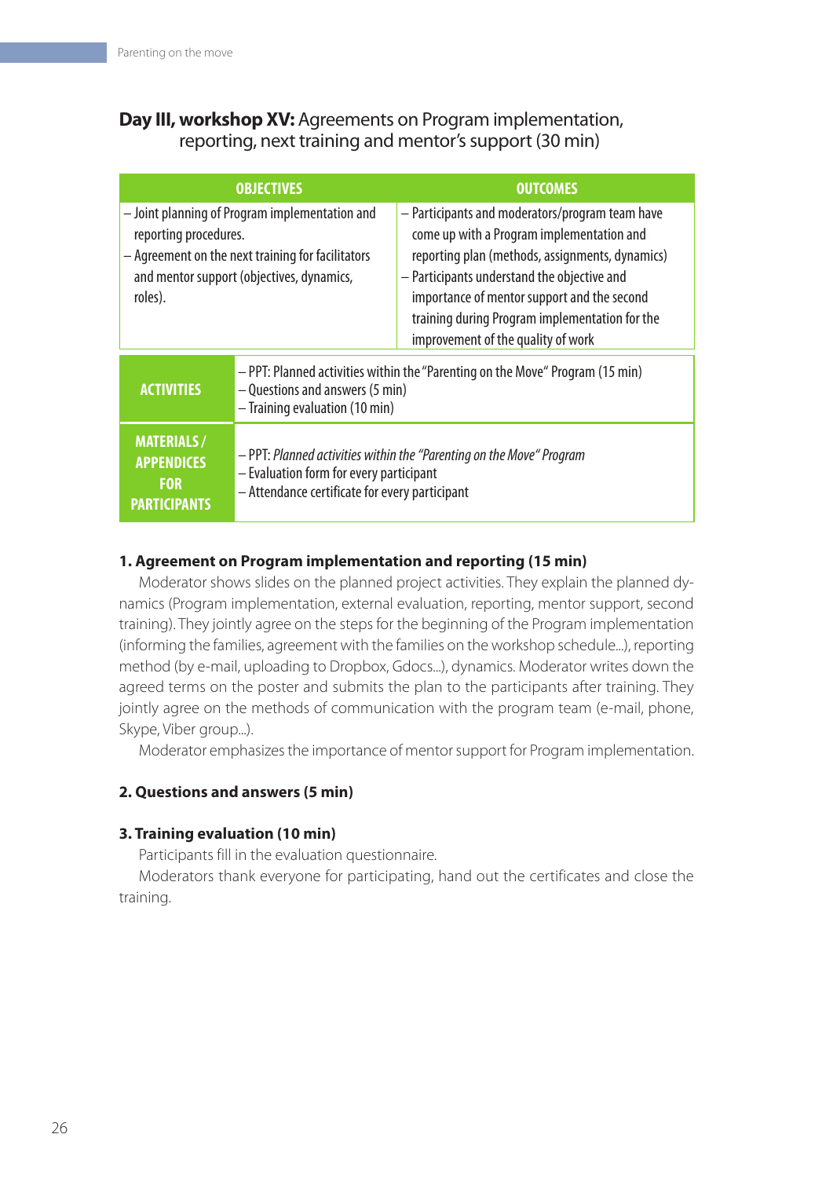## **Day III, workshop XV:** Agreements on Program implementation, reporting, next training and mentor's support (30 min)

| OBJECTIVES | OUTCOMES |
|---|---|
| – Joint planning of Program implementation and reporting procedures.<br>– Agreement on the next training for facilitators and mentor support (objectives, dynamics, roles). | – Participants and moderators/program team have come up with a Program implementation and reporting plan (methods, assignments, dynamics)<br>– Participants understand the objective and importance of mentor support and the second training during Program implementation for the improvement of the quality of work |

| | |
|---|---|
| **ACTIVITIES** | – PPT: Planned activities within the "Parenting on the Move" Program (15 min)<br>– Questions and answers (5 min)<br>– Training evaluation (10 min) |
| **MATERIALS / APPENDICES FOR PARTICIPANTS** | – PPT: *Planned activities within the "Parenting on the Move" Program*<br>– Evaluation form for every participant<br>– Attendance certificate for every participant |

**1. Agreement on Program implementation and reporting (15 min)**

Moderator shows slides on the planned project activities. They explain the planned dynamics (Program implementation, external evaluation, reporting, mentor support, second training). They jointly agree on the steps for the beginning of the Program implementation (informing the families, agreement with the families on the workshop schedule...), reporting method (by e-mail, uploading to Dropbox, Gdocs...), dynamics. Moderator writes down the agreed terms on the poster and submits the plan to the participants after training. They jointly agree on the methods of communication with the program team (e-mail, phone, Skype, Viber group...).

Moderator emphasizes the importance of mentor support for Program implementation.

**2. Questions and answers (5 min)**

**3. Training evaluation (10 min)**

Participants fill in the evaluation questionnaire.

Moderators thank everyone for participating, hand out the certificates and close the training.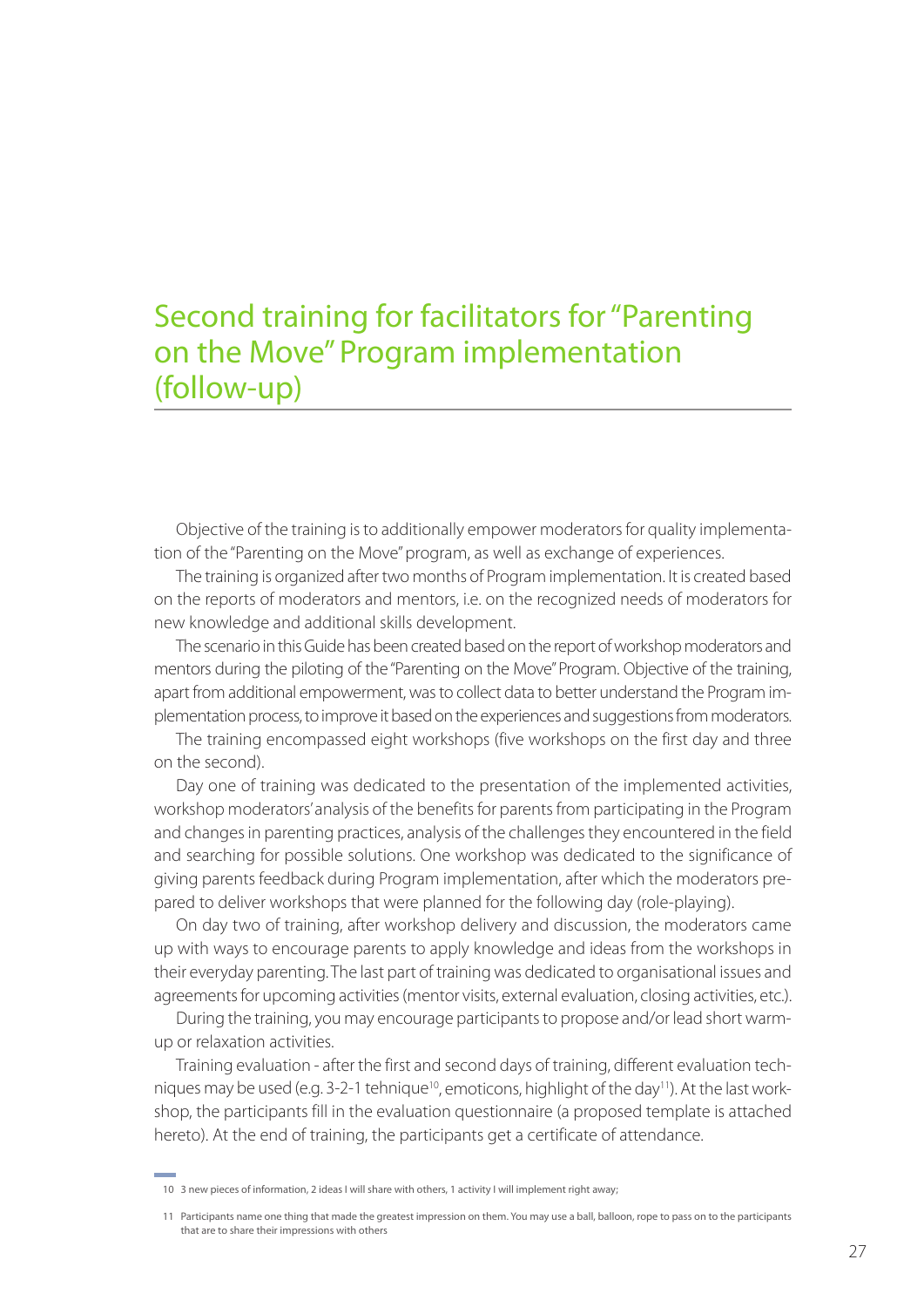# Second training for facilitators for "Parenting on the Move" Program implementation (follow-up)

Objective of the training is to additionally empower moderators for quality implementation of the "Parenting on the Move" program, as well as exchange of experiences.

The training is organized after two months of Program implementation. It is created based on the reports of moderators and mentors, i.e. on the recognized needs of moderators for new knowledge and additional skills development.

The scenario in this Guide has been created based on the report of workshop moderators and mentors during the piloting of the "Parenting on the Move" Program. Objective of the training, apart from additional empowerment, was to collect data to better understand the Program implementation process, to improve it based on the experiences and suggestions from moderators.

The training encompassed eight workshops (five workshops on the first day and three on the second).

Day one of training was dedicated to the presentation of the implemented activities, workshop moderators' analysis of the benefits for parents from participating in the Program and changes in parenting practices, analysis of the challenges they encountered in the field and searching for possible solutions. One workshop was dedicated to the significance of giving parents feedback during Program implementation, after which the moderators prepared to deliver workshops that were planned for the following day (role-playing).

On day two of training, after workshop delivery and discussion, the moderators came up with ways to encourage parents to apply knowledge and ideas from the workshops in their everyday parenting. The last part of training was dedicated to organisational issues and agreements for upcoming activities (mentor visits, external evaluation, closing activities, etc.).

During the training, you may encourage participants to propose and/or lead short warm-up or relaxation activities.

Training evaluation - after the first and second days of training, different evaluation techniques may be used (e.g. 3-2-1 tehnique[10], emoticons, highlight of the day[11]). At the last workshop, the participants fill in the evaluation questionnaire (a proposed template is attached hereto). At the end of training, the participants get a certificate of attendance.

---

10 3 new pieces of information, 2 ideas I will share with others, 1 activity I will implement right away;

11 Participants name one thing that made the greatest impression on them. You may use a ball, balloon, rope to pass on to the participants that are to share their impressions with others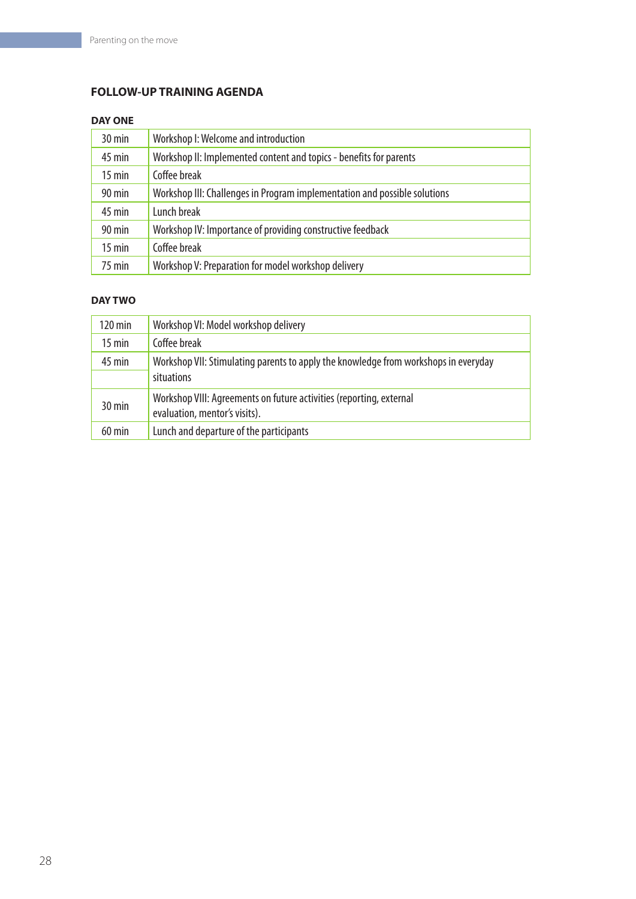## FOLLOW-UP TRAINING AGENDA

### DAY ONE

| | |
|---|---|
| 30 min | Workshop I: Welcome and introduction |
| 45 min | Workshop II: Implemented content and topics - benefits for parents |
| 15 min | Coffee break |
| 90 min | Workshop III: Challenges in Program implementation and possible solutions |
| 45 min | Lunch break |
| 90 min | Workshop IV: Importance of providing constructive feedback |
| 15 min | Coffee break |
| 75 min | Workshop V: Preparation for model workshop delivery |

### DAY TWO

| | |
|---|---|
| 120 min | Workshop VI: Model workshop delivery |
| 15 min | Coffee break |
| 45 min | Workshop VII: Stimulating parents to apply the knowledge from workshops in everyday situations |
| 30 min | Workshop VIII: Agreements on future activities (reporting, external evaluation, mentor's visits). |
| 60 min | Lunch and departure of the participants |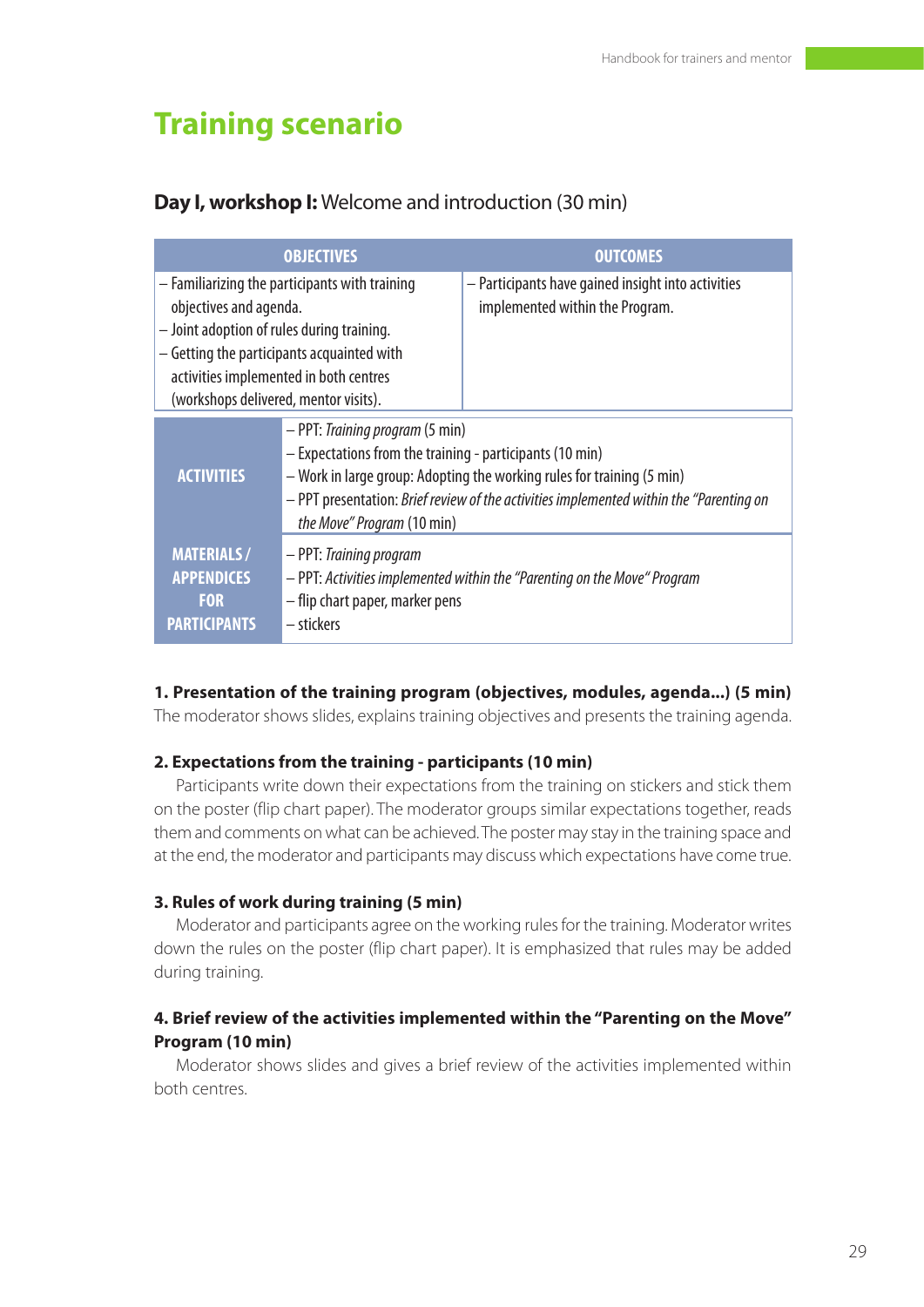# Training scenario

## **Day I, workshop I:** Welcome and introduction (30 min)

| OBJECTIVES | OUTCOMES |
| --- | --- |
| – Familiarizing the participants with training objectives and agenda.<br>– Joint adoption of rules during training.<br>– Getting the participants acquainted with activities implemented in both centres (workshops delivered, mentor visits). | – Participants have gained insight into activities implemented within the Program. |

| | |
| --- | --- |
| **ACTIVITIES** | – PPT: *Training program* (5 min)<br>– Expectations from the training - participants (10 min)<br>– Work in large group: Adopting the working rules for training (5 min)<br>– PPT presentation: *Brief review of the activities implemented within the "Parenting on the Move" Program* (10 min) |
| **MATERIALS / APPENDICES FOR PARTICIPANTS** | – PPT: *Training program*<br>– PPT: *Activities implemented within the "Parenting on the Move" Program*<br>– flip chart paper, marker pens<br>– stickers |

**1. Presentation of the training program (objectives, modules, agenda...) (5 min)**
The moderator shows slides, explains training objectives and presents the training agenda.

**2. Expectations from the training - participants (10 min)**
Participants write down their expectations from the training on stickers and stick them on the poster (flip chart paper). The moderator groups similar expectations together, reads them and comments on what can be achieved. The poster may stay in the training space and at the end, the moderator and participants may discuss which expectations have come true.

**3. Rules of work during training (5 min)**
Moderator and participants agree on the working rules for the training. Moderator writes down the rules on the poster (flip chart paper). It is emphasized that rules may be added during training.

**4. Brief review of the activities implemented within the "Parenting on the Move" Program (10 min)**
Moderator shows slides and gives a brief review of the activities implemented within both centres.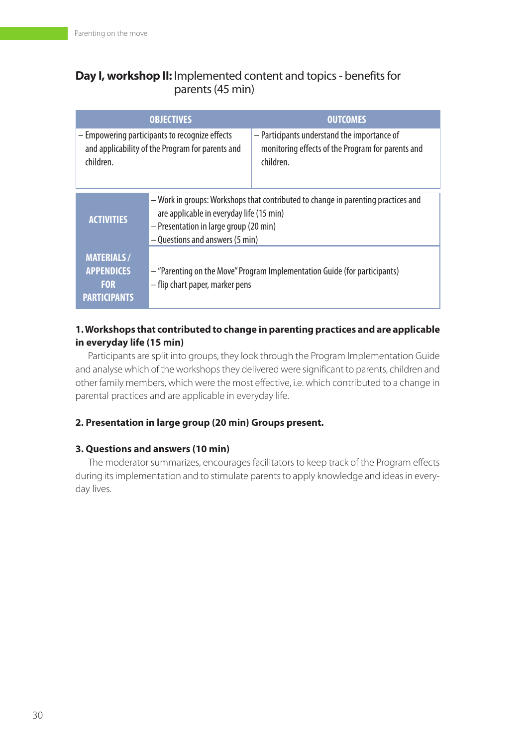## **Day I, workshop II:** Implemented content and topics - benefits for parents (45 min)

| OBJECTIVES | OUTCOMES |
|---|---|
| – Empowering participants to recognize effects and applicability of the Program for parents and children. | – Participants understand the importance of monitoring effects of the Program for parents and children. |

| | |
|---|---|
| **ACTIVITIES** | – Work in groups: Workshops that contributed to change in parenting practices and are applicable in everyday life (15 min)<br>– Presentation in large group (20 min)<br>– Questions and answers (5 min) |
| **MATERIALS / APPENDICES FOR PARTICIPANTS** | – "Parenting on the Move" Program Implementation Guide (for participants)<br>– flip chart paper, marker pens |

**1. Workshops that contributed to change in parenting practices and are applicable in everyday life (15 min)**

Participants are split into groups, they look through the Program Implementation Guide and analyse which of the workshops they delivered were significant to parents, children and other family members, which were the most effective, i.e. which contributed to a change in parental practices and are applicable in everyday life.

**2. Presentation in large group (20 min) Groups present.**

**3. Questions and answers (10 min)**

The moderator summarizes, encourages facilitators to keep track of the Program effects during its implementation and to stimulate parents to apply knowledge and ideas in everyday lives.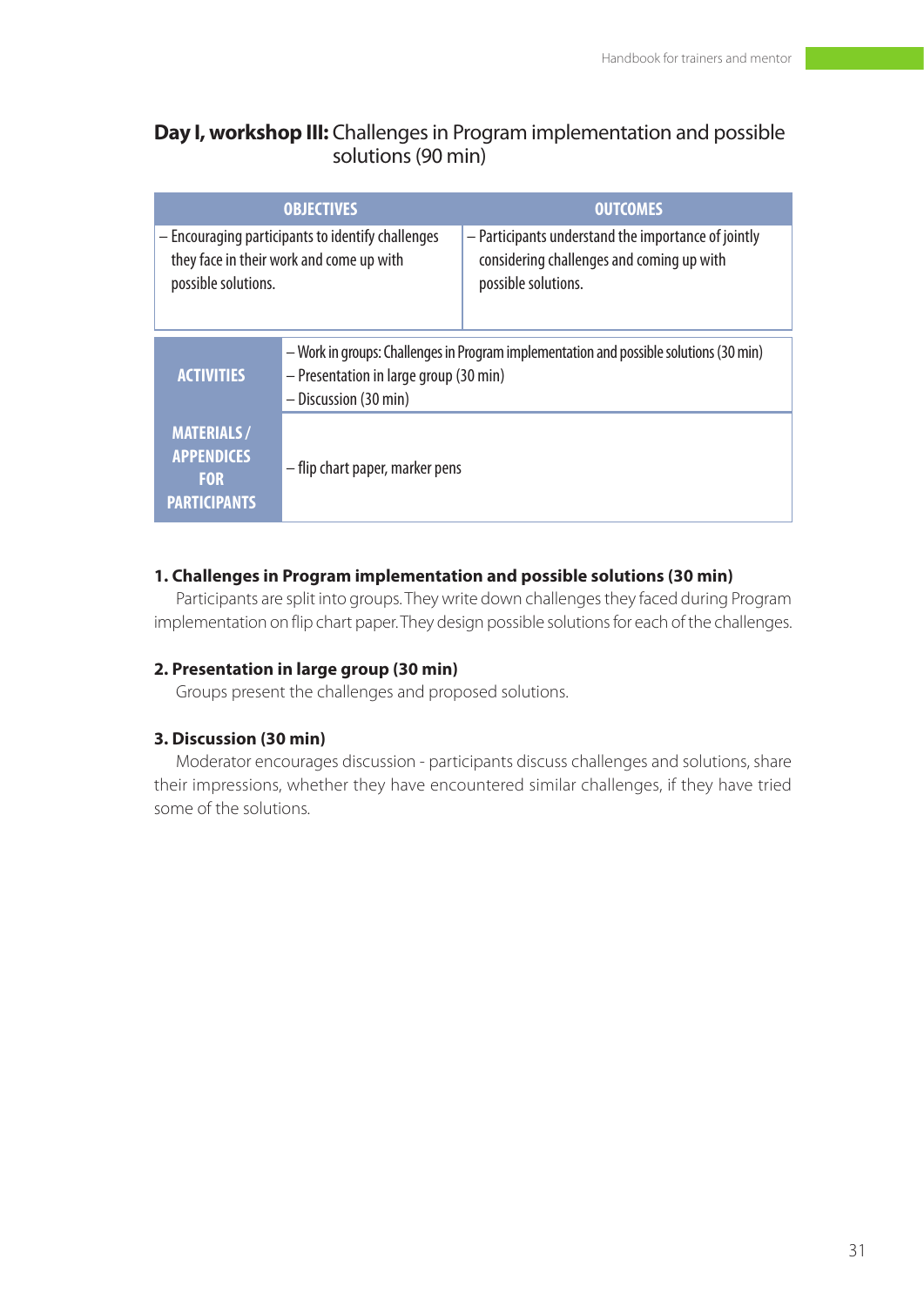## Day I, workshop III: Challenges in Program implementation and possible solutions (90 min)

| OBJECTIVES | OUTCOMES |
|---|---|
| – Encouraging participants to identify challenges they face in their work and come up with possible solutions. | – Participants understand the importance of jointly considering challenges and coming up with possible solutions. |

| | |
|---|---|
| ACTIVITIES | – Work in groups: Challenges in Program implementation and possible solutions (30 min)<br>– Presentation in large group (30 min)<br>– Discussion (30 min) |
| MATERIALS / APPENDICES FOR PARTICIPANTS | – flip chart paper, marker pens |

**1. Challenges in Program implementation and possible solutions (30 min)**

Participants are split into groups. They write down challenges they faced during Program implementation on flip chart paper. They design possible solutions for each of the challenges.

**2. Presentation in large group (30 min)**

Groups present the challenges and proposed solutions.

**3. Discussion (30 min)**

Moderator encourages discussion - participants discuss challenges and solutions, share their impressions, whether they have encountered similar challenges, if they have tried some of the solutions.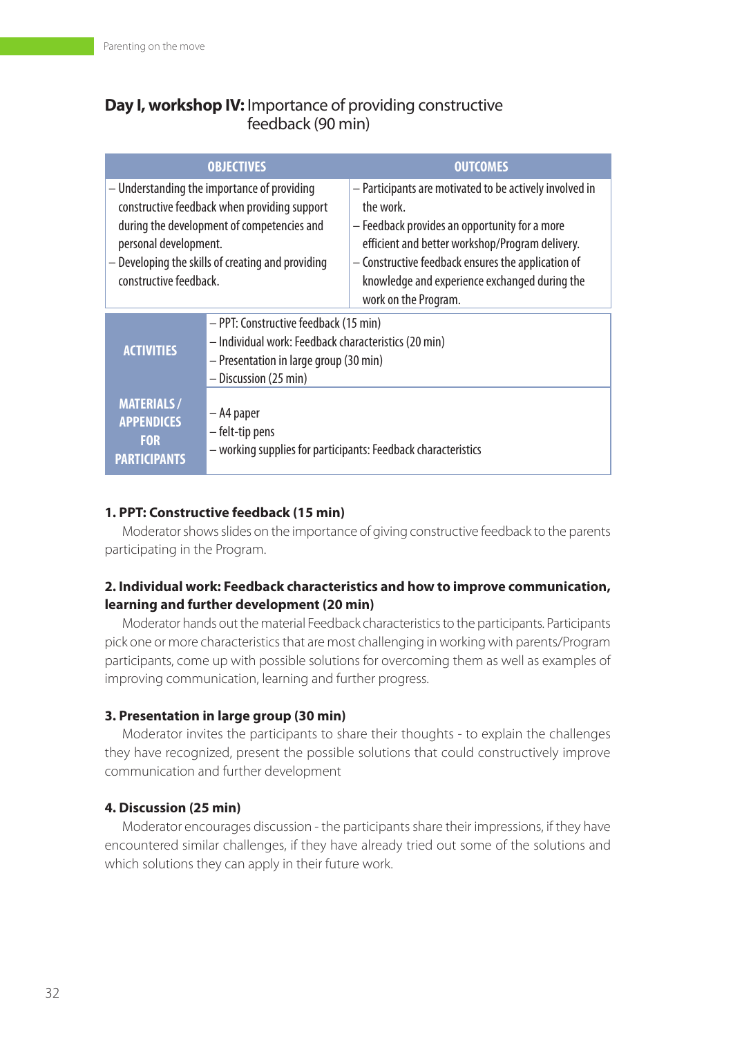## **Day I, workshop IV:** Importance of providing constructive feedback (90 min)

| OBJECTIVES | OUTCOMES |
|---|---|
| – Understanding the importance of providing constructive feedback when providing support during the development of competencies and personal development.<br>– Developing the skills of creating and providing constructive feedback. | – Participants are motivated to be actively involved in the work.<br>– Feedback provides an opportunity for a more efficient and better workshop/Program delivery.<br>– Constructive feedback ensures the application of knowledge and experience exchanged during the work on the Program. |

| | |
|---|---|
| **ACTIVITIES** | – PPT: Constructive feedback (15 min)<br>– Individual work: Feedback characteristics (20 min)<br>– Presentation in large group (30 min)<br>– Discussion (25 min) |
| **MATERIALS / APPENDICES FOR PARTICIPANTS** | – A4 paper<br>– felt-tip pens<br>– working supplies for participants: Feedback characteristics |

**1. PPT: Constructive feedback (15 min)**

Moderator shows slides on the importance of giving constructive feedback to the parents participating in the Program.

**2. Individual work: Feedback characteristics and how to improve communication, learning and further development (20 min)**

Moderator hands out the material Feedback characteristics to the participants. Participants pick one or more characteristics that are most challenging in working with parents/Program participants, come up with possible solutions for overcoming them as well as examples of improving communication, learning and further progress.

**3. Presentation in large group (30 min)**

Moderator invites the participants to share their thoughts - to explain the challenges they have recognized, present the possible solutions that could constructively improve communication and further development

**4. Discussion (25 min)**

Moderator encourages discussion - the participants share their impressions, if they have encountered similar challenges, if they have already tried out some of the solutions and which solutions they can apply in their future work.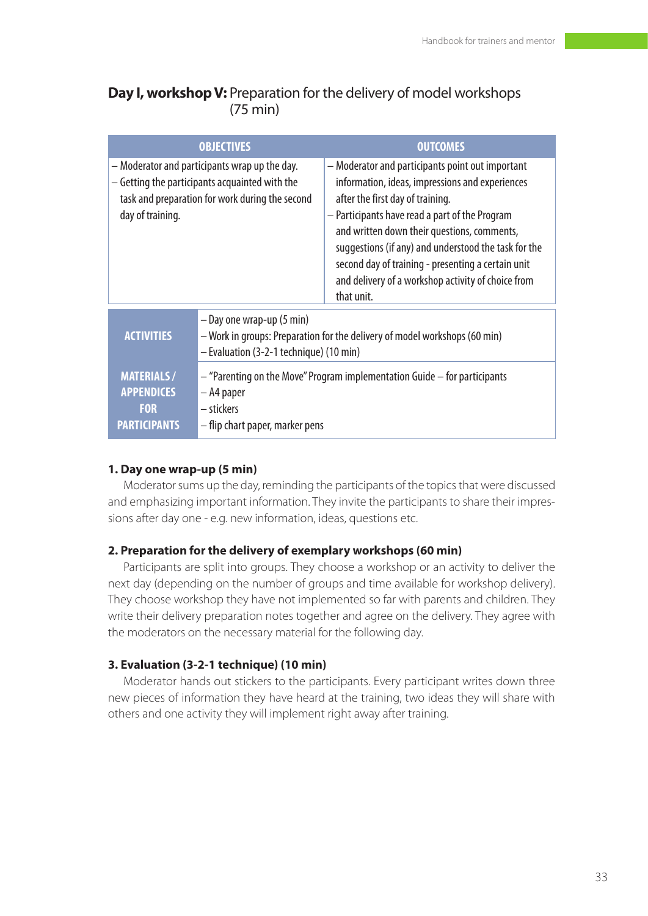## **Day I, workshop V:** Preparation for the delivery of model workshops (75 min)

| OBJECTIVES | OUTCOMES |
|---|---|
| – Moderator and participants wrap up the day.<br>– Getting the participants acquainted with the task and preparation for work during the second day of training. | – Moderator and participants point out important information, ideas, impressions and experiences after the first day of training.<br>– Participants have read a part of the Program and written down their questions, comments, suggestions (if any) and understood the task for the second day of training - presenting a certain unit and delivery of a workshop activity of choice from that unit. |

| | |
|---|---|
| **ACTIVITIES** | – Day one wrap-up (5 min)<br>– Work in groups: Preparation for the delivery of model workshops (60 min)<br>– Evaluation (3-2-1 technique) (10 min) |
| **MATERIALS / APPENDICES FOR PARTICIPANTS** | – "Parenting on the Move" Program implementation Guide – for participants<br>– A4 paper<br>– stickers<br>– flip chart paper, marker pens |

### 1. Day one wrap-up (5 min)

Moderator sums up the day, reminding the participants of the topics that were discussed and emphasizing important information. They invite the participants to share their impressions after day one - e.g. new information, ideas, questions etc.

### 2. Preparation for the delivery of exemplary workshops (60 min)

Participants are split into groups. They choose a workshop or an activity to deliver the next day (depending on the number of groups and time available for workshop delivery). They choose workshop they have not implemented so far with parents and children. They write their delivery preparation notes together and agree on the delivery. They agree with the moderators on the necessary material for the following day.

### 3. Evaluation (3-2-1 technique) (10 min)

Moderator hands out stickers to the participants. Every participant writes down three new pieces of information they have heard at the training, two ideas they will share with others and one activity they will implement right away after training.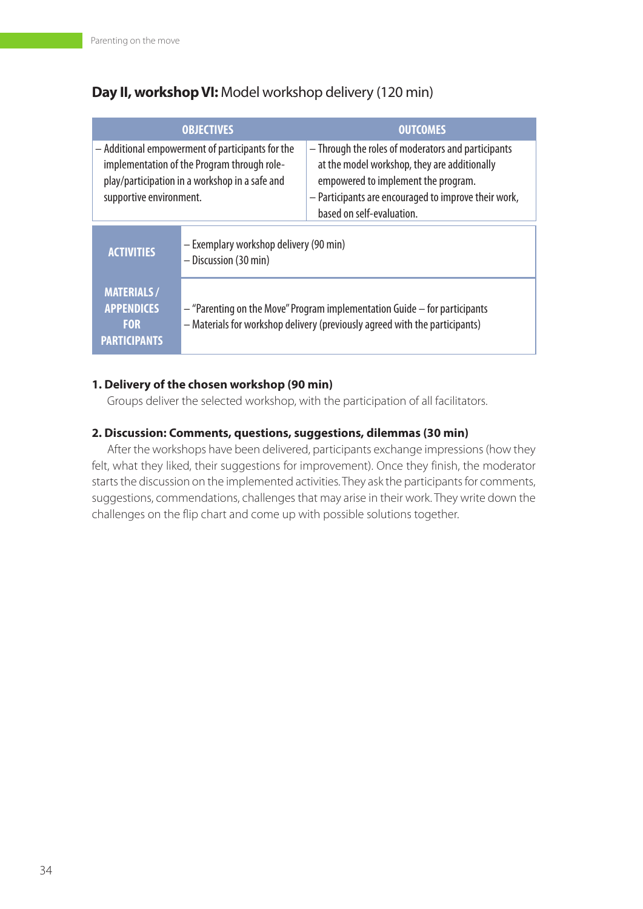## **Day II, workshop VI:** Model workshop delivery (120 min)

| OBJECTIVES | OUTCOMES |
|---|---|
| – Additional empowerment of participants for the implementation of the Program through role-play/participation in a workshop in a safe and supportive environment. | – Through the roles of moderators and participants at the model workshop, they are additionally empowered to implement the program.<br>– Participants are encouraged to improve their work, based on self-evaluation. |

| | |
|---|---|
| **ACTIVITIES** | – Exemplary workshop delivery (90 min)<br>– Discussion (30 min) |
| **MATERIALS / APPENDICES FOR PARTICIPANTS** | – "Parenting on the Move" Program implementation Guide – for participants<br>– Materials for workshop delivery (previously agreed with the participants) |

### 1. Delivery of the chosen workshop (90 min)

Groups deliver the selected workshop, with the participation of all facilitators.

### 2. Discussion: Comments, questions, suggestions, dilemmas (30 min)

After the workshops have been delivered, participants exchange impressions (how they felt, what they liked, their suggestions for improvement). Once they finish, the moderator starts the discussion on the implemented activities. They ask the participants for comments, suggestions, commendations, challenges that may arise in their work. They write down the challenges on the flip chart and come up with possible solutions together.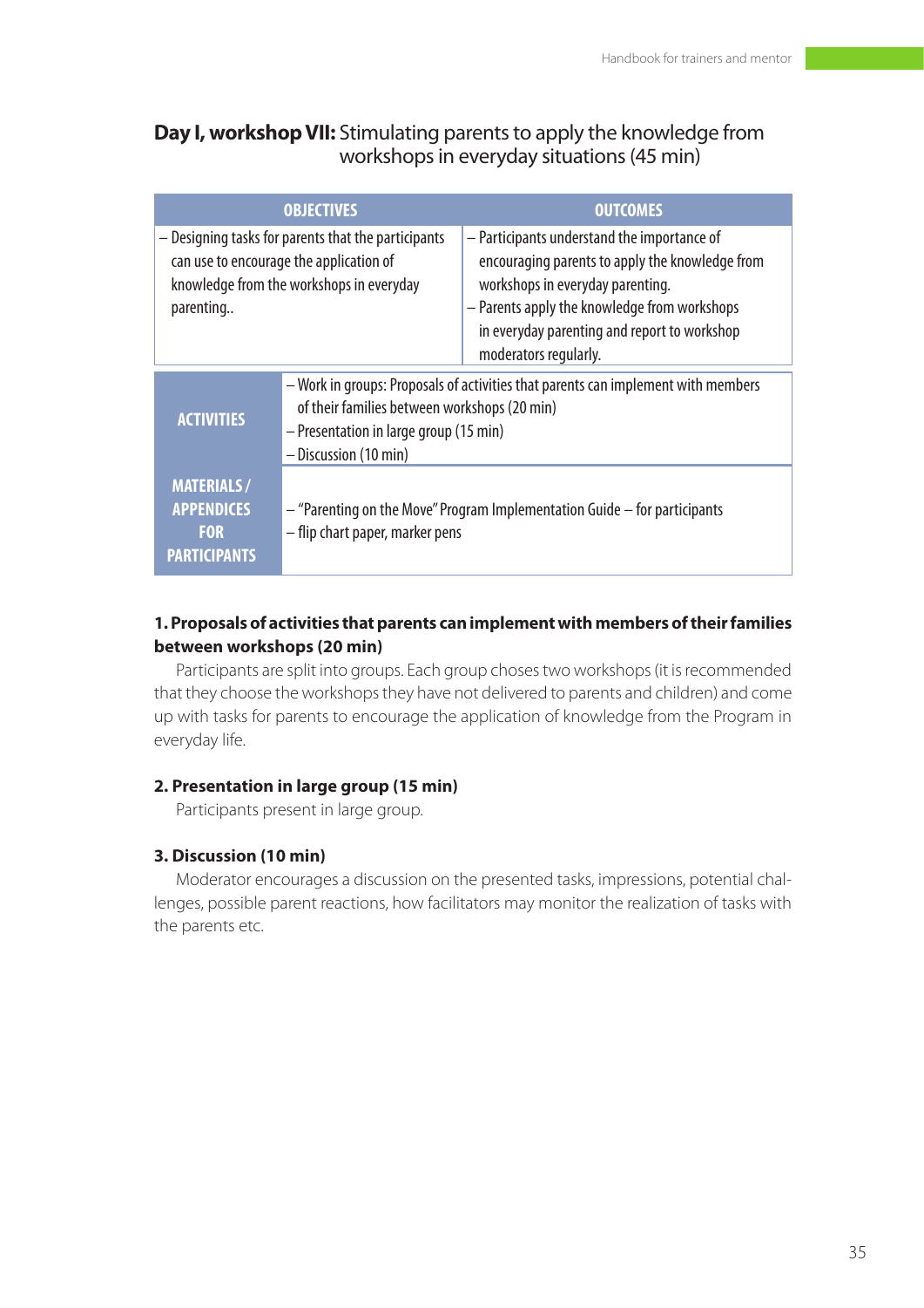## **Day I, workshop VII:** Stimulating parents to apply the knowledge from workshops in everyday situations (45 min)

| OBJECTIVES | OUTCOMES |
|---|---|
| – Designing tasks for parents that the participants can use to encourage the application of knowledge from the workshops in everyday parenting.. | – Participants understand the importance of encouraging parents to apply the knowledge from workshops in everyday parenting.<br>– Parents apply the knowledge from workshops in everyday parenting and report to workshop moderators regularly. |

| | |
|---|---|
| **ACTIVITIES** | – Work in groups: Proposals of activities that parents can implement with members of their families between workshops (20 min)<br>– Presentation in large group (15 min)<br>– Discussion (10 min) |
| **MATERIALS / APPENDICES FOR PARTICIPANTS** | – "Parenting on the Move" Program Implementation Guide – for participants<br>– flip chart paper, marker pens |

### 1. Proposals of activities that parents can implement with members of their families between workshops (20 min)

Participants are split into groups. Each group choses two workshops (it is recommended that they choose the workshops they have not delivered to parents and children) and come up with tasks for parents to encourage the application of knowledge from the Program in everyday life.

### 2. Presentation in large group (15 min)

Participants present in large group.

### 3. Discussion (10 min)

Moderator encourages a discussion on the presented tasks, impressions, potential challenges, possible parent reactions, how facilitators may monitor the realization of tasks with the parents etc.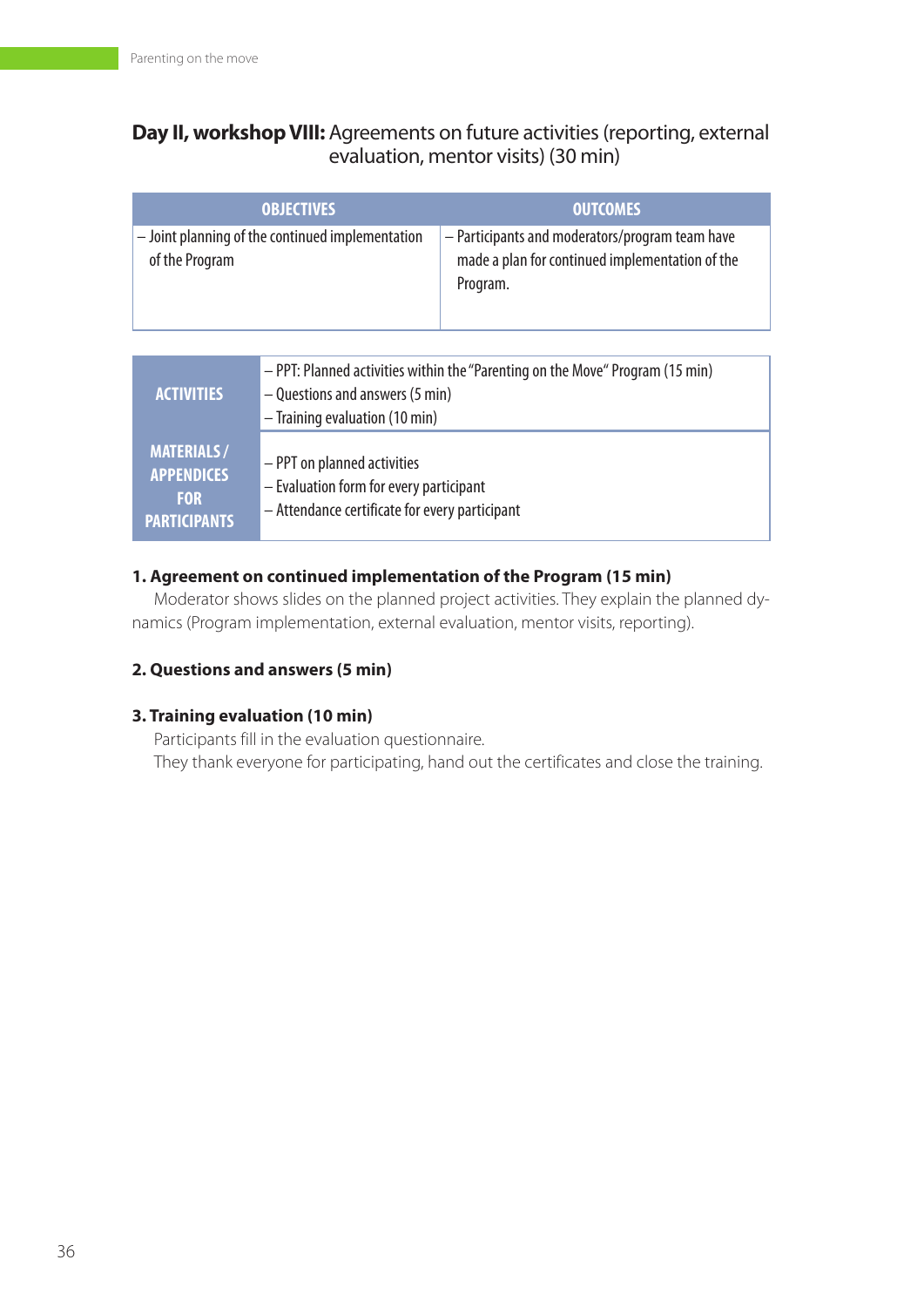## **Day II, workshop VIII:** Agreements on future activities (reporting, external evaluation, mentor visits) (30 min)

| OBJECTIVES | OUTCOMES |
|---|---|
| – Joint planning of the continued implementation of the Program | – Participants and moderators/program team have made a plan for continued implementation of the Program. |

| | |
|---|---|
| **ACTIVITIES** | – PPT: Planned activities within the "Parenting on the Move" Program (15 min)<br>– Questions and answers (5 min)<br>– Training evaluation (10 min) |
| **MATERIALS / APPENDICES FOR PARTICIPANTS** | – PPT on planned activities<br>– Evaluation form for every participant<br>– Attendance certificate for every participant |

**1. Agreement on continued implementation of the Program (15 min)**

Moderator shows slides on the planned project activities. They explain the planned dynamics (Program implementation, external evaluation, mentor visits, reporting).

**2. Questions and answers (5 min)**

**3. Training evaluation (10 min)**

Participants fill in the evaluation questionnaire.

They thank everyone for participating, hand out the certificates and close the training.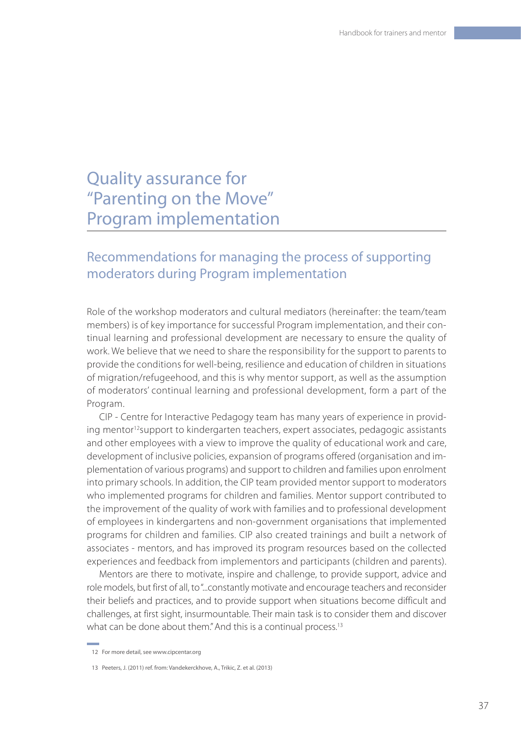# Quality assurance for "Parenting on the Move" Program implementation

## Recommendations for managing the process of supporting moderators during Program implementation

Role of the workshop moderators and cultural mediators (hereinafter: the team/team members) is of key importance for successful Program implementation, and their continual learning and professional development are necessary to ensure the quality of work. We believe that we need to share the responsibility for the support to parents to provide the conditions for well-being, resilience and education of children in situations of migration/refugeehood, and this is why mentor support, as well as the assumption of moderators' continual learning and professional development, form a part of the Program.

CIP - Centre for Interactive Pedagogy team has many years of experience in providing mentor[12]support to kindergarten teachers, expert associates, pedagogic assistants and other employees with a view to improve the quality of educational work and care, development of inclusive policies, expansion of programs offered (organisation and implementation of various programs) and support to children and families upon enrolment into primary schools. In addition, the CIP team provided mentor support to moderators who implemented programs for children and families. Mentor support contributed to the improvement of the quality of work with families and to professional development of employees in kindergartens and non-government organisations that implemented programs for children and families. CIP also created trainings and built a network of associates - mentors, and has improved its program resources based on the collected experiences and feedback from implementors and participants (children and parents).

Mentors are there to motivate, inspire and challenge, to provide support, advice and role models, but first of all, to "...constantly motivate and encourage teachers and reconsider their beliefs and practices, and to provide support when situations become difficult and challenges, at first sight, insurmountable. Their main task is to consider them and discover what can be done about them." And this is a continual process.[13]

---

12 For more detail, see www.cipcentar.org

13 Peeters, J. (2011) ref. from: Vandekerckhove, A., Trikic, Z. et al. (2013)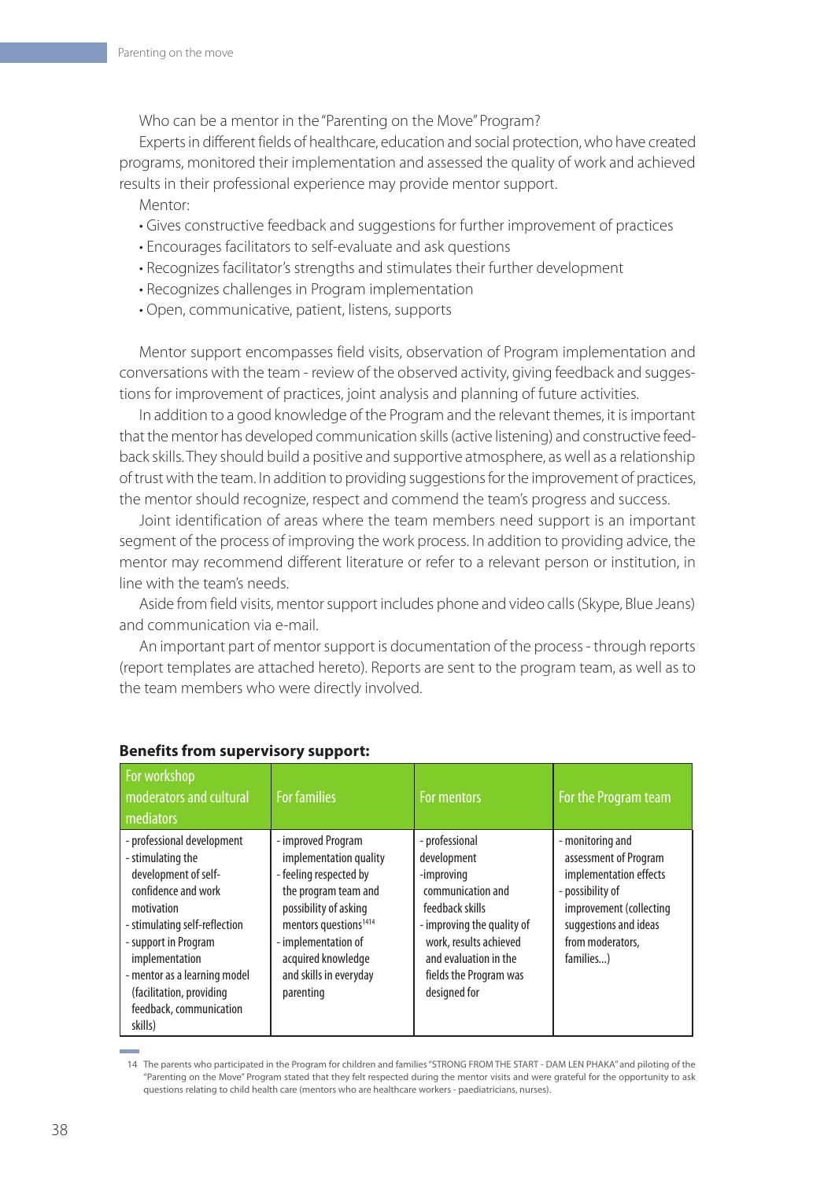Who can be a mentor in the "Parenting on the Move" Program?

Experts in different fields of healthcare, education and social protection, who have created programs, monitored their implementation and assessed the quality of work and achieved results in their professional experience may provide mentor support.

Mentor:

- Gives constructive feedback and suggestions for further improvement of practices
- Encourages facilitators to self-evaluate and ask questions
- Recognizes facilitator's strengths and stimulates their further development
- Recognizes challenges in Program implementation
- Open, communicative, patient, listens, supports

Mentor support encompasses field visits, observation of Program implementation and conversations with the team - review of the observed activity, giving feedback and suggestions for improvement of practices, joint analysis and planning of future activities.

In addition to a good knowledge of the Program and the relevant themes, it is important that the mentor has developed communication skills (active listening) and constructive feedback skills. They should build a positive and supportive atmosphere, as well as a relationship of trust with the team. In addition to providing suggestions for the improvement of practices, the mentor should recognize, respect and commend the team's progress and success.

Joint identification of areas where the team members need support is an important segment of the process of improving the work process. In addition to providing advice, the mentor may recommend different literature or refer to a relevant person or institution, in line with the team's needs.

Aside from field visits, mentor support includes phone and video calls (Skype, Blue Jeans) and communication via e-mail.

An important part of mentor support is documentation of the process - through reports (report templates are attached hereto). Reports are sent to the program team, as well as to the team members who were directly involved.

**Benefits from supervisory support:**

| For workshop moderators and cultural mediators | For families | For mentors | For the Program team |
|---|---|---|---|
| - professional development<br>- stimulating the development of self-confidence and work motivation<br>- stimulating self-reflection<br>- support in Program implementation<br>- mentor as a learning model (facilitation, providing feedback, communication skills) | - improved Program implementation quality<br>- feeling respected by the program team and possibility of asking mentors questions[14] <br>- implementation of acquired knowledge and skills in everyday parenting | - professional development<br>-improving communication and feedback skills<br>- improving the quality of work, results achieved and evaluation in the fields the Program was designed for | - monitoring and assessment of Program implementation effects<br>- possibility of improvement (collecting suggestions and ideas from moderators, families...) |

14 The parents who participated in the Program for children and families "STRONG FROM THE START - DAM LEN PHAKA" and piloting of the "Parenting on the Move" Program stated that they felt respected during the mentor visits and were grateful for the opportunity to ask questions relating to child health care (mentors who are healthcare workers - paediatricians, nurses).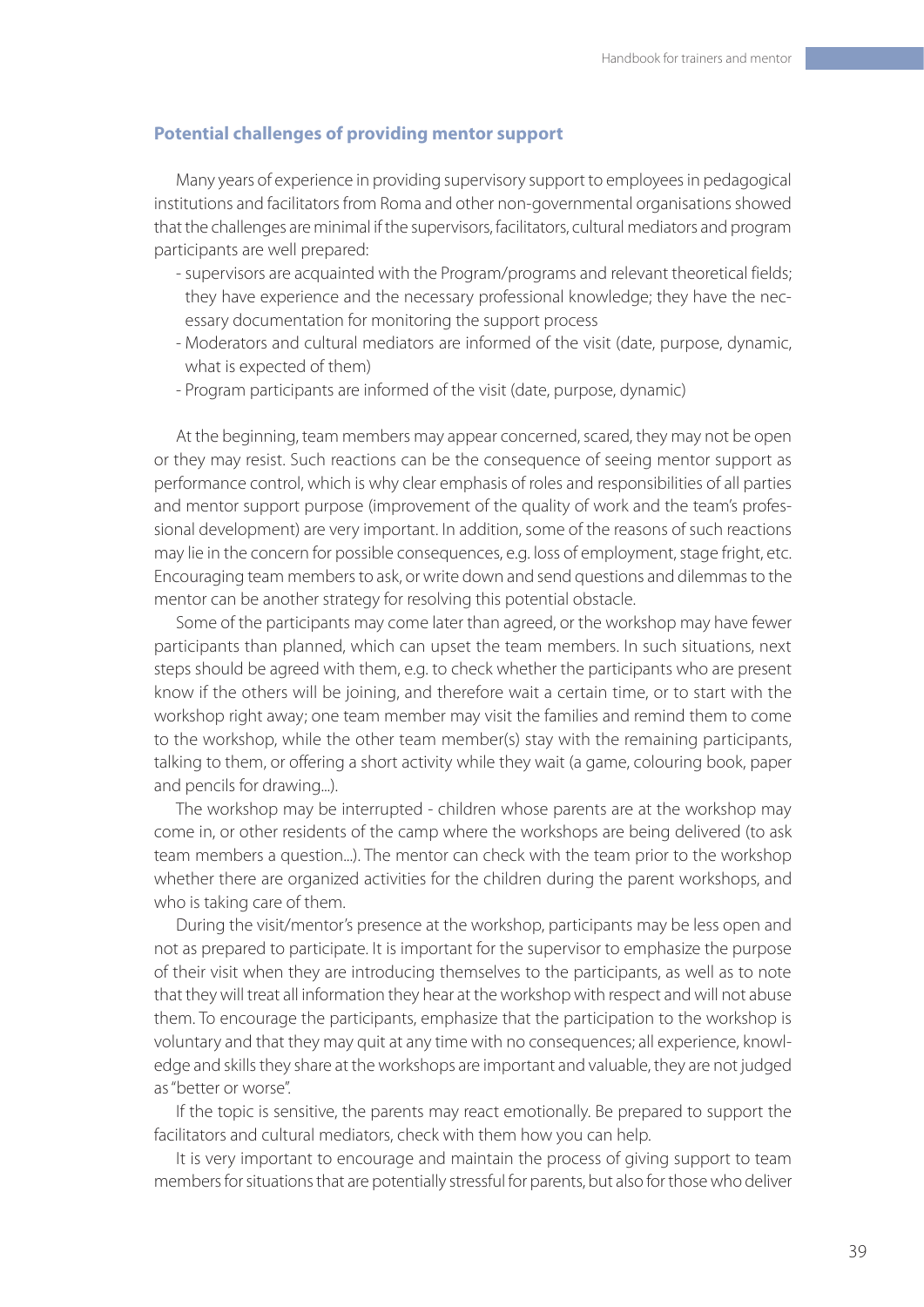### Potential challenges of providing mentor support

Many years of experience in providing supervisory support to employees in pedagogical institutions and facilitators from Roma and other non-governmental organisations showed that the challenges are minimal if the supervisors, facilitators, cultural mediators and program participants are well prepared:

- supervisors are acquainted with the Program/programs and relevant theoretical fields; they have experience and the necessary professional knowledge; they have the necessary documentation for monitoring the support process
- Moderators and cultural mediators are informed of the visit (date, purpose, dynamic, what is expected of them)
- Program participants are informed of the visit (date, purpose, dynamic)

At the beginning, team members may appear concerned, scared, they may not be open or they may resist. Such reactions can be the consequence of seeing mentor support as performance control, which is why clear emphasis of roles and responsibilities of all parties and mentor support purpose (improvement of the quality of work and the team's professional development) are very important. In addition, some of the reasons of such reactions may lie in the concern for possible consequences, e.g. loss of employment, stage fright, etc. Encouraging team members to ask, or write down and send questions and dilemmas to the mentor can be another strategy for resolving this potential obstacle.

Some of the participants may come later than agreed, or the workshop may have fewer participants than planned, which can upset the team members. In such situations, next steps should be agreed with them, e.g. to check whether the participants who are present know if the others will be joining, and therefore wait a certain time, or to start with the workshop right away; one team member may visit the families and remind them to come to the workshop, while the other team member(s) stay with the remaining participants, talking to them, or offering a short activity while they wait (a game, colouring book, paper and pencils for drawing...).

The workshop may be interrupted - children whose parents are at the workshop may come in, or other residents of the camp where the workshops are being delivered (to ask team members a question...). The mentor can check with the team prior to the workshop whether there are organized activities for the children during the parent workshops, and who is taking care of them.

During the visit/mentor's presence at the workshop, participants may be less open and not as prepared to participate. It is important for the supervisor to emphasize the purpose of their visit when they are introducing themselves to the participants, as well as to note that they will treat all information they hear at the workshop with respect and will not abuse them. To encourage the participants, emphasize that the participation to the workshop is voluntary and that they may quit at any time with no consequences; all experience, knowledge and skills they share at the workshops are important and valuable, they are not judged as "better or worse".

If the topic is sensitive, the parents may react emotionally. Be prepared to support the facilitators and cultural mediators, check with them how you can help.

It is very important to encourage and maintain the process of giving support to team members for situations that are potentially stressful for parents, but also for those who deliver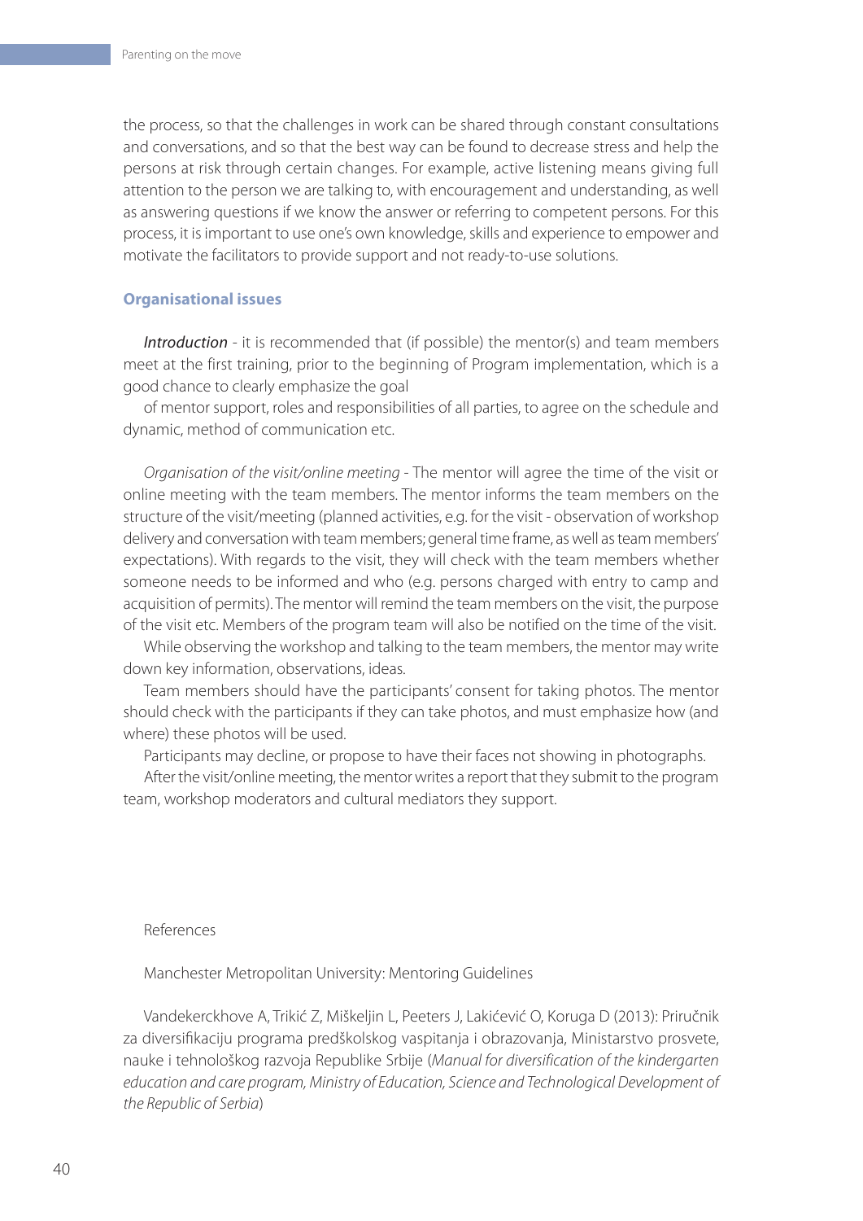the process, so that the challenges in work can be shared through constant consultations and conversations, and so that the best way can be found to decrease stress and help the persons at risk through certain changes. For example, active listening means giving full attention to the person we are talking to, with encouragement and understanding, as well as answering questions if we know the answer or referring to competent persons. For this process, it is important to use one's own knowledge, skills and experience to empower and motivate the facilitators to provide support and not ready-to-use solutions.

**Organisational issues**

*Introduction* - it is recommended that (if possible) the mentor(s) and team members meet at the first training, prior to the beginning of Program implementation, which is a good chance to clearly emphasize the goal of mentor support, roles and responsibilities of all parties, to agree on the schedule and dynamic, method of communication etc.

*Organisation of the visit/online meeting* - The mentor will agree the time of the visit or online meeting with the team members. The mentor informs the team members on the structure of the visit/meeting (planned activities, e.g. for the visit - observation of workshop delivery and conversation with team members; general time frame, as well as team members' expectations). With regards to the visit, they will check with the team members whether someone needs to be informed and who (e.g. persons charged with entry to camp and acquisition of permits). The mentor will remind the team members on the visit, the purpose of the visit etc. Members of the program team will also be notified on the time of the visit.

While observing the workshop and talking to the team members, the mentor may write down key information, observations, ideas.

Team members should have the participants' consent for taking photos. The mentor should check with the participants if they can take photos, and must emphasize how (and where) these photos will be used.

Participants may decline, or propose to have their faces not showing in photographs.

After the visit/online meeting, the mentor writes a report that they submit to the program team, workshop moderators and cultural mediators they support.

References

Manchester Metropolitan University: Mentoring Guidelines

Vandekerckhove A, Trikić Z, Miškeljin L, Peeters J, Lakićević O, Koruga D (2013): Priručnik za diversifikaciju programa predškolskog vaspitanja i obrazovanja, Ministarstvo prosvete, nauke i tehnološkog razvoja Republike Srbije (*Manual for diversification of the kindergarten education and care program, Ministry of Education, Science and Technological Development of the Republic of Serbia*)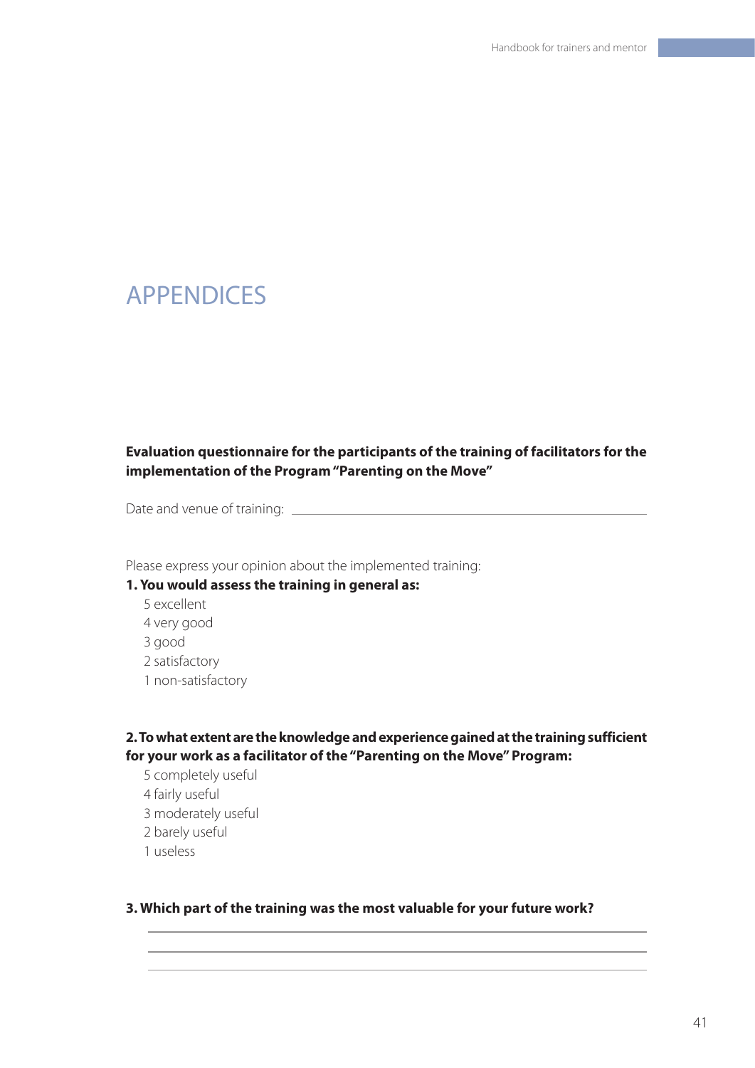# APPENDICES

**Evaluation questionnaire for the participants of the training of facilitators for the implementation of the Program "Parenting on the Move"**

Date and venue of training: \_\_\_\_\_\_\_\_\_\_\_\_\_\_\_\_\_\_\_\_\_\_\_\_\_\_\_\_\_\_\_\_\_\_\_\_\_\_\_\_

Please express your opinion about the implemented training:

**1. You would assess the training in general as:**

5 excellent  
4 very good  
3 good  
2 satisfactory  
1 non-satisfactory

**2. To what extent are the knowledge and experience gained at the training sufficient for your work as a facilitator of the "Parenting on the Move" Program:**

5 completely useful  
4 fairly useful  
3 moderately useful  
2 barely useful  
1 useless

**3. Which part of the training was the most valuable for your future work?**

\_\_\_\_\_\_\_\_\_\_\_\_\_\_\_\_\_\_\_\_\_\_\_\_\_\_\_\_\_\_\_\_\_\_\_\_\_\_\_\_\_\_\_\_\_\_\_\_\_\_\_\_\_\_

\_\_\_\_\_\_\_\_\_\_\_\_\_\_\_\_\_\_\_\_\_\_\_\_\_\_\_\_\_\_\_\_\_\_\_\_\_\_\_\_\_\_\_\_\_\_\_\_\_\_\_\_\_\_

\_\_\_\_\_\_\_\_\_\_\_\_\_\_\_\_\_\_\_\_\_\_\_\_\_\_\_\_\_\_\_\_\_\_\_\_\_\_\_\_\_\_\_\_\_\_\_\_\_\_\_\_\_\_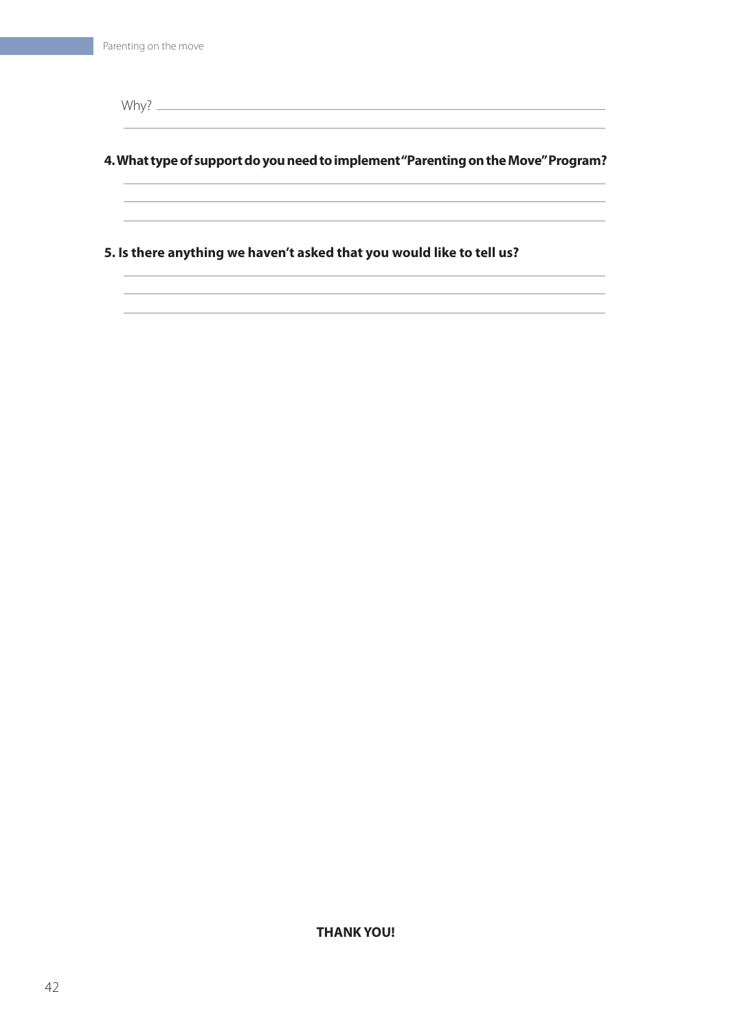Why? ______________________________________________________________

______________________________________________________________

**4. What type of support do you need to implement "Parenting on the Move" Program?**

______________________________________________________________

______________________________________________________________

______________________________________________________________

**5. Is there anything we haven't asked that you would like to tell us?**

______________________________________________________________

______________________________________________________________

______________________________________________________________

**THANK YOU!**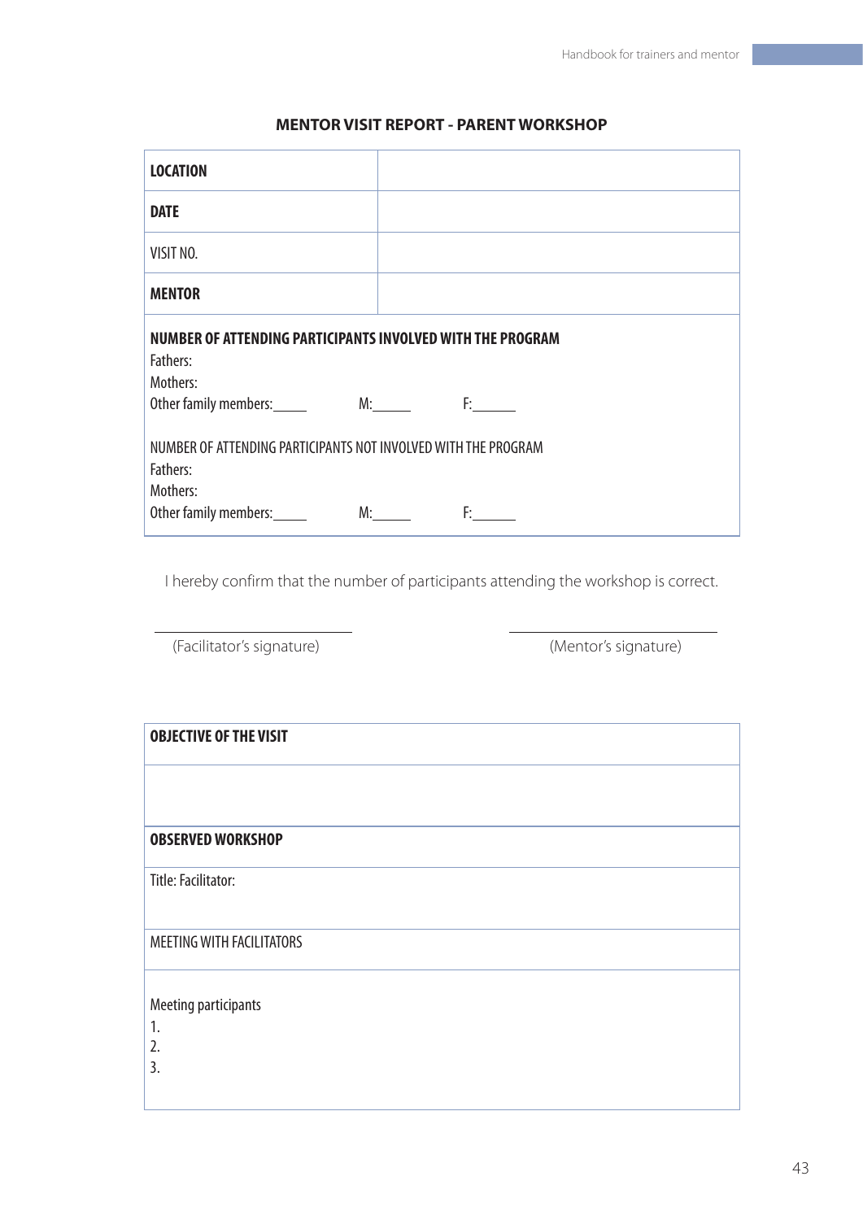## MENTOR VISIT REPORT - PARENT WORKSHOP

| **LOCATION** | |
|---|---|
| **DATE** | |
| VISIT NO. | |
| **MENTOR** | |

**NUMBER OF ATTENDING PARTICIPANTS INVOLVED WITH THE PROGRAM**
Fathers:
Mothers:
Other family members:_____ M:______ F:______

NUMBER OF ATTENDING PARTICIPANTS NOT INVOLVED WITH THE PROGRAM
Fathers:
Mothers:
Other family members:_____ M:______ F:______

I hereby confirm that the number of participants attending the workshop is correct.

________________________ ________________________
(Facilitator's signature) (Mentor's signature)

| **OBJECTIVE OF THE VISIT** |
|---|
| |
| **OBSERVED WORKSHOP** |
| Title: Facilitator: |
| MEETING WITH FACILITATORS |
| Meeting participants<br>1.<br>2.<br>3. |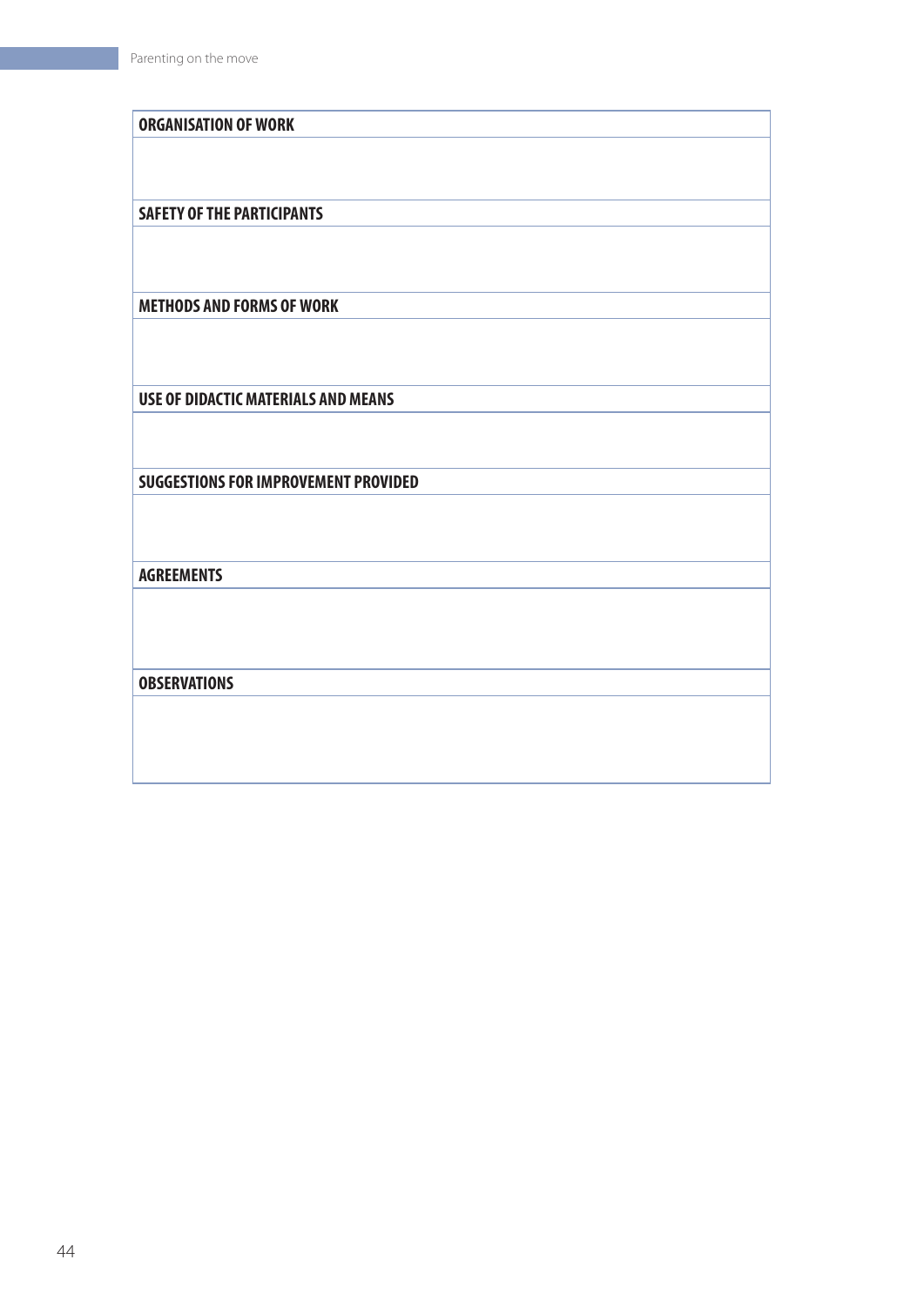| ORGANISATION OF WORK |
|---|
| |
| **SAFETY OF THE PARTICIPANTS** |
| |
| **METHODS AND FORMS OF WORK** |
| |
| **USE OF DIDACTIC MATERIALS AND MEANS** |
| |
| **SUGGESTIONS FOR IMPROVEMENT PROVIDED** |
| |
| **AGREEMENTS** |
| |
| **OBSERVATIONS** |
| |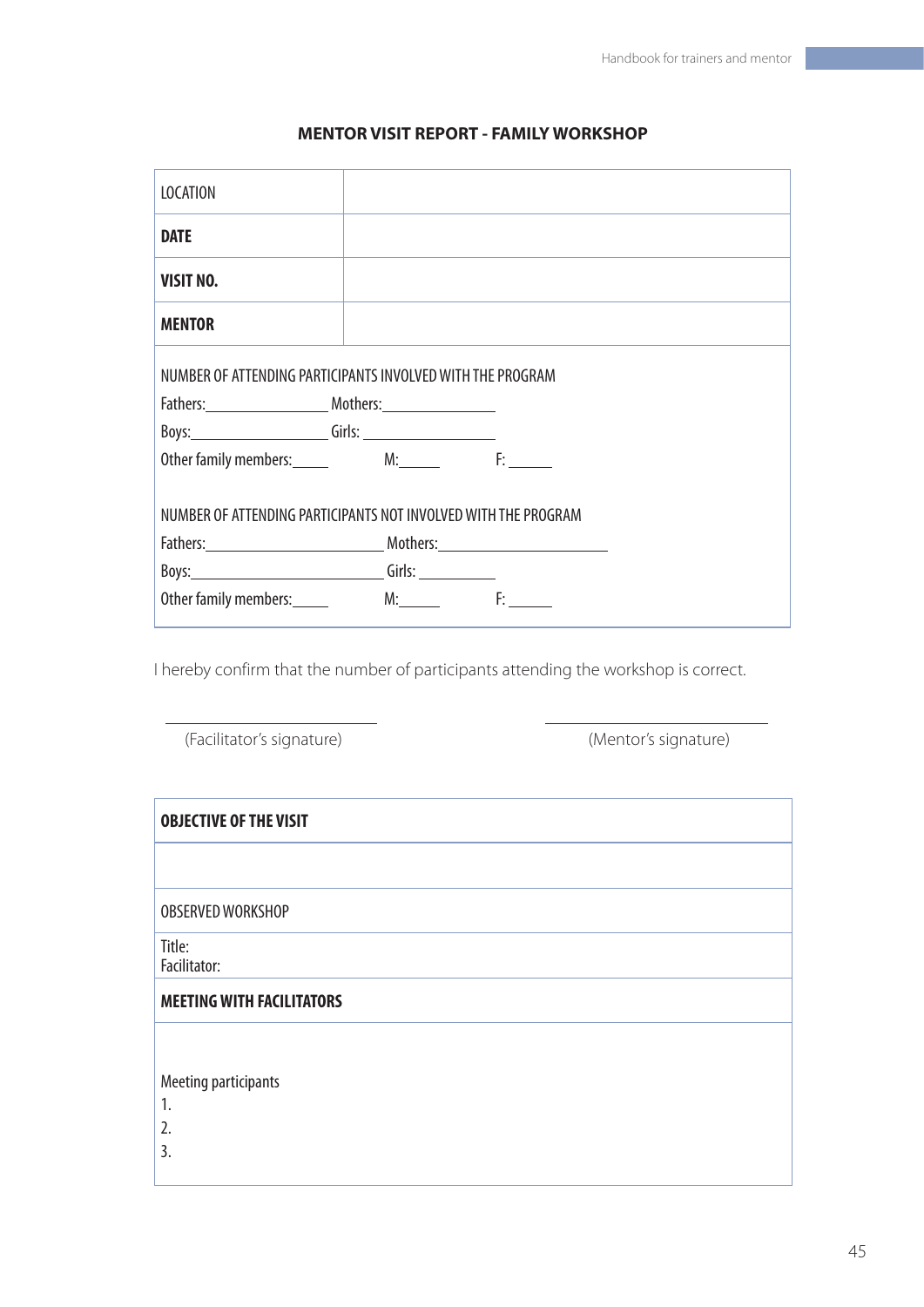## MENTOR VISIT REPORT - FAMILY WORKSHOP

| LOCATION | |
|---|---|
| **DATE** | |
| **VISIT NO.** | |
| **MENTOR** | |

NUMBER OF ATTENDING PARTICIPANTS INVOLVED WITH THE PROGRAM

Fathers:\_\_\_\_\_\_\_\_\_\_\_\_\_\_ Mothers:\_\_\_\_\_\_\_\_\_\_\_\_\_\_

Boys:\_\_\_\_\_\_\_\_\_\_\_\_\_\_\_\_ Girls: \_\_\_\_\_\_\_\_\_\_\_\_\_\_\_\_

Other family members:\_\_\_\_\_ M:\_\_\_\_\_ F: \_\_\_\_\_

NUMBER OF ATTENDING PARTICIPANTS NOT INVOLVED WITH THE PROGRAM

Fathers:\_\_\_\_\_\_\_\_\_\_\_\_\_\_\_\_\_\_\_\_ Mothers:\_\_\_\_\_\_\_\_\_\_\_\_\_\_\_\_\_\_\_\_

Boys:\_\_\_\_\_\_\_\_\_\_\_\_\_\_\_\_\_\_\_\_\_\_ Girls: \_\_\_\_\_\_\_\_\_\_

Other family members:\_\_\_\_\_ M:\_\_\_\_\_ F: \_\_\_\_\_

I hereby confirm that the number of participants attending the workshop is correct.

\_\_\_\_\_\_\_\_\_\_\_\_\_\_\_\_\_\_\_\_\_\_\_\_ \_\_\_\_\_\_\_\_\_\_\_\_\_\_\_\_\_\_\_\_\_\_\_\_

(Facilitator's signature) (Mentor's signature)

| **OBJECTIVE OF THE VISIT** |
|---|
| |
| OBSERVED WORKSHOP |
| Title:<br>Facilitator: |
| **MEETING WITH FACILITATORS** |
| Meeting participants<br>1.<br>2.<br>3. |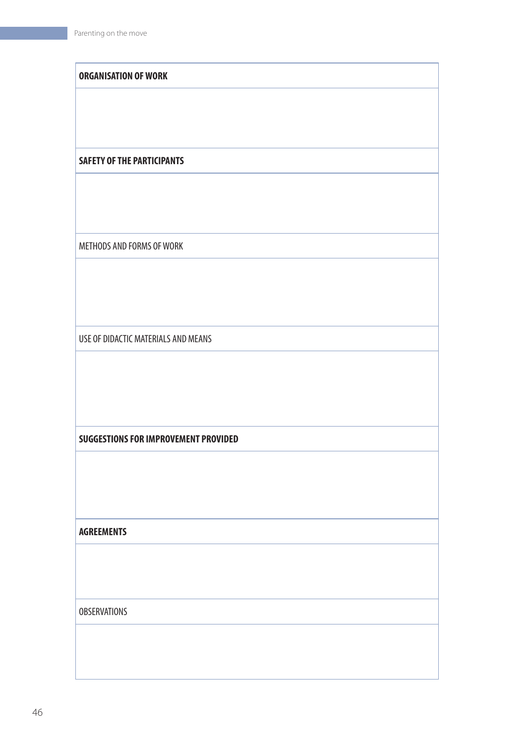| **ORGANISATION OF WORK** |
|---|
| |
| **SAFETY OF THE PARTICIPANTS** |
| |
| METHODS AND FORMS OF WORK |
| |
| USE OF DIDACTIC MATERIALS AND MEANS |
| |
| **SUGGESTIONS FOR IMPROVEMENT PROVIDED** |
| |
| **AGREEMENTS** |
| |
| OBSERVATIONS |
| |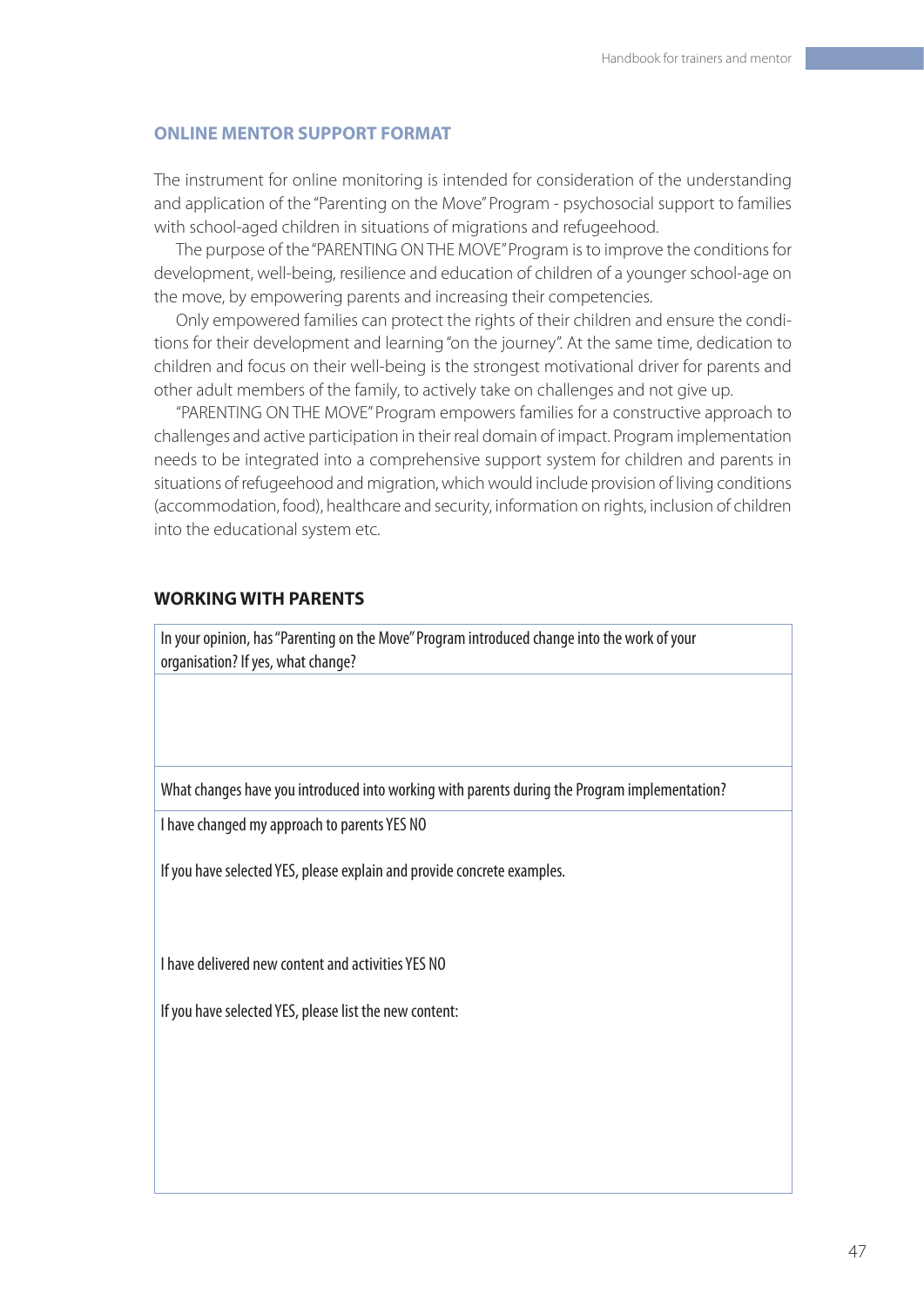## ONLINE MENTOR SUPPORT FORMAT

The instrument for online monitoring is intended for consideration of the understanding and application of the "Parenting on the Move" Program - psychosocial support to families with school-aged children in situations of migrations and refugeehood.

The purpose of the "PARENTING ON THE MOVE" Program is to improve the conditions for development, well-being, resilience and education of children of a younger school-age on the move, by empowering parents and increasing their competencies.

Only empowered families can protect the rights of their children and ensure the conditions for their development and learning "on the journey". At the same time, dedication to children and focus on their well-being is the strongest motivational driver for parents and other adult members of the family, to actively take on challenges and not give up.

"PARENTING ON THE MOVE" Program empowers families for a constructive approach to challenges and active participation in their real domain of impact. Program implementation needs to be integrated into a comprehensive support system for children and parents in situations of refugeehood and migration, which would include provision of living conditions (accommodation, food), healthcare and security, information on rights, inclusion of children into the educational system etc.

### WORKING WITH PARENTS

| In your opinion, has "Parenting on the Move" Program introduced change into the work of your organisation? If yes, what change? |
|---|
| |
| What changes have you introduced into working with parents during the Program implementation? |
| I have changed my approach to parents YES NO<br><br>If you have selected YES, please explain and provide concrete examples.<br><br><br>I have delivered new content and activities YES NO<br><br>If you have selected YES, please list the new content: |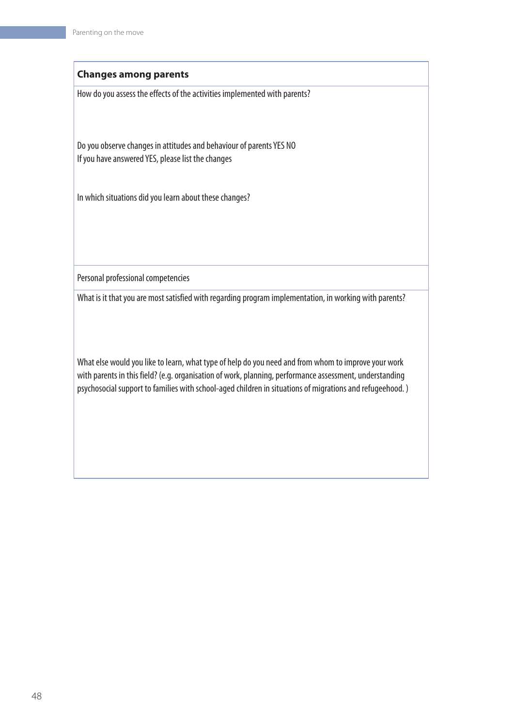**Changes among parents**

How do you assess the effects of the activities implemented with parents?

Do you observe changes in attitudes and behaviour of parents YES NO

If you have answered YES, please list the changes

In which situations did you learn about these changes?

Personal professional competencies

What is it that you are most satisfied with regarding program implementation, in working with parents?

What else would you like to learn, what type of help do you need and from whom to improve your work with parents in this field? (e.g. organisation of work, planning, performance assessment, understanding psychosocial support to families with school-aged children in situations of migrations and refugeehood. )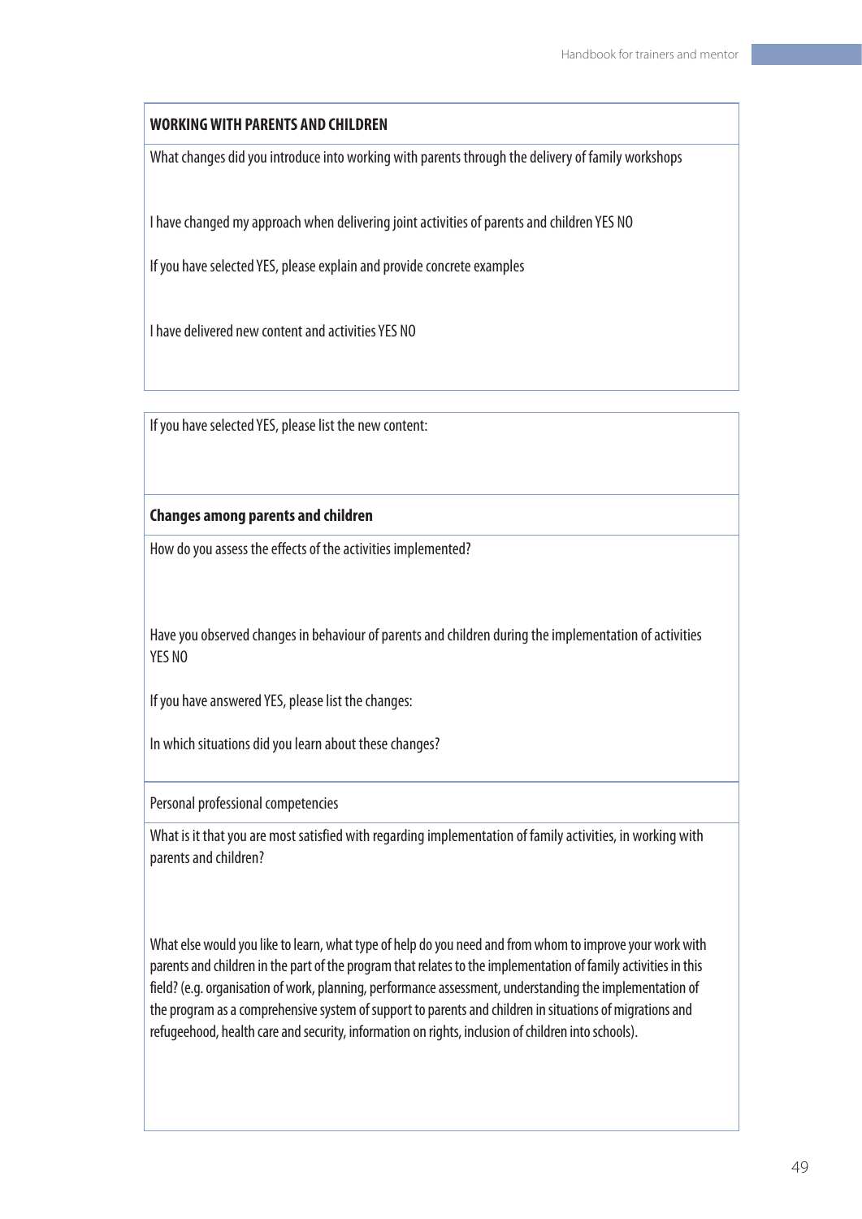**WORKING WITH PARENTS AND CHILDREN**

What changes did you introduce into working with parents through the delivery of family workshops

I have changed my approach when delivering joint activities of parents and children YES NO

If you have selected YES, please explain and provide concrete examples

I have delivered new content and activities YES NO

If you have selected YES, please list the new content:

**Changes among parents and children**

How do you assess the effects of the activities implemented?

Have you observed changes in behaviour of parents and children during the implementation of activities YES NO

If you have answered YES, please list the changes:

In which situations did you learn about these changes?

Personal professional competencies

What is it that you are most satisfied with regarding implementation of family activities, in working with parents and children?

What else would you like to learn, what type of help do you need and from whom to improve your work with parents and children in the part of the program that relates to the implementation of family activities in this field? (e.g. organisation of work, planning, performance assessment, understanding the implementation of the program as a comprehensive system of support to parents and children in situations of migrations and refugeehood, health care and security, information on rights, inclusion of children into schools).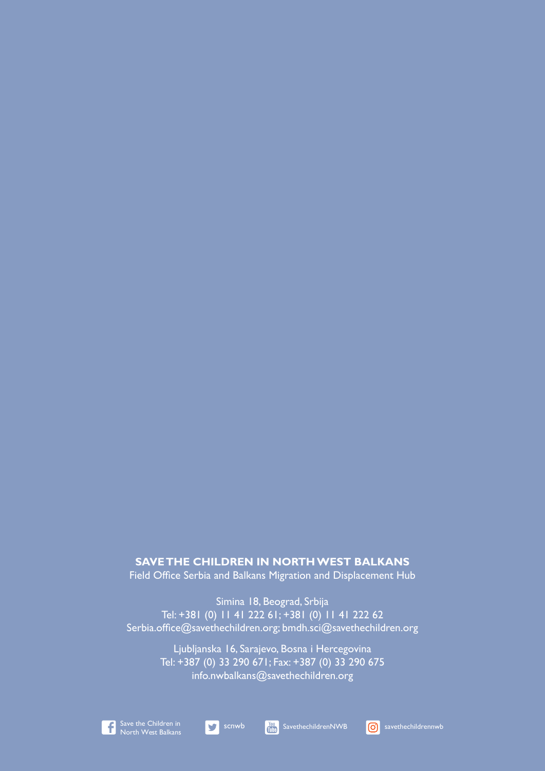**SAVE THE CHILDREN IN NORTH WEST BALKANS**

Field Office Serbia and Balkans Migration and Displacement Hub

Simina 18, Beograd, Srbija
Tel: +381 (0) 11 41 222 61; +381 (0) 11 41 222 62
Serbia.office@savethechildren.org; bmdh.sci@savethechildren.org

Ljubljanska 16, Sarajevo, Bosna i Hercegovina
Tel: +387 (0) 33 290 671; Fax: +387 (0) 33 290 675
info.nwbalkans@savethechildren.org

Save the Children in North West Balkans | scnwb | SavethechildrenNWB | savethechildrennwb